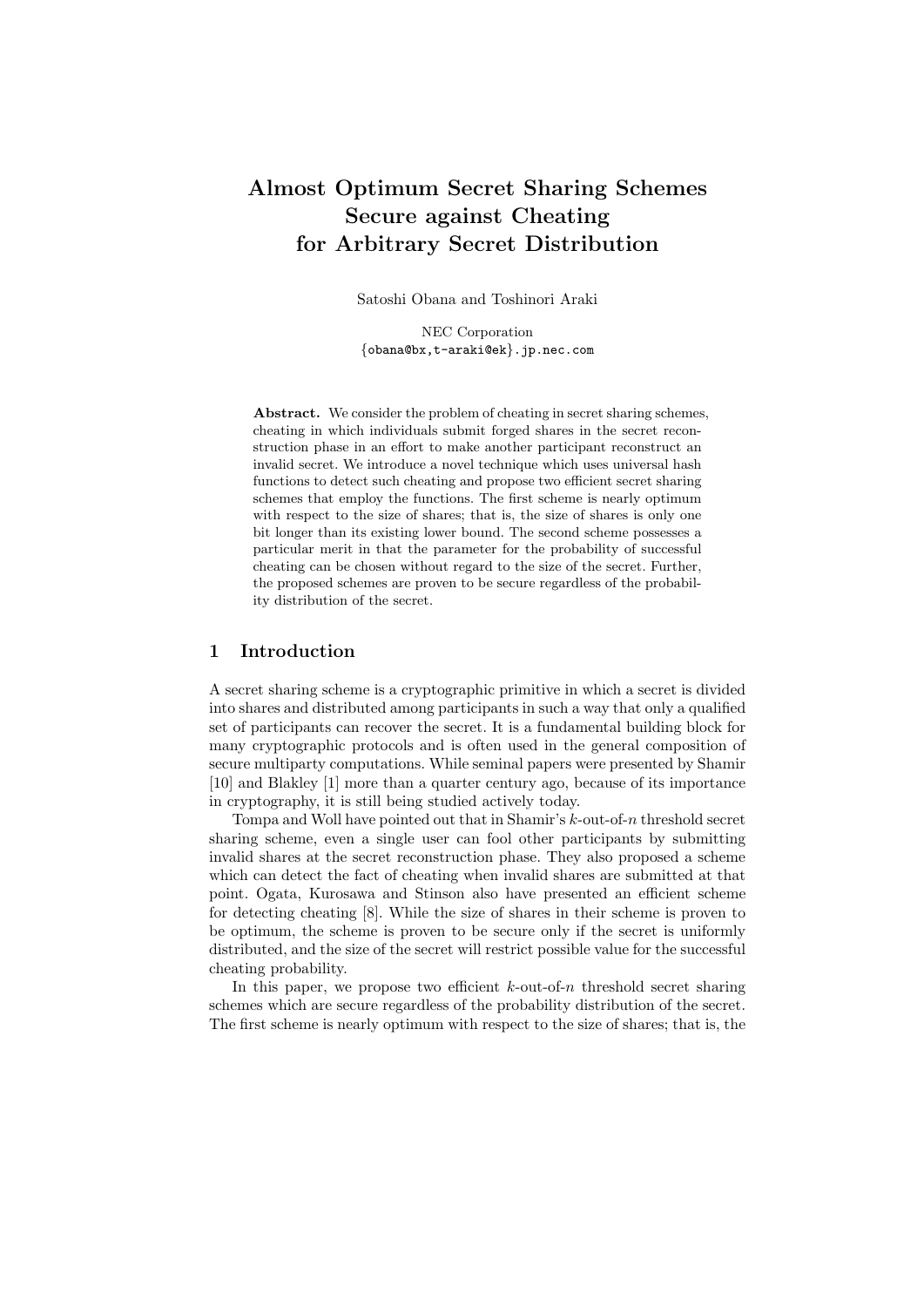# Almost Optimum Secret Sharing Schemes Secure against Cheating for Arbitrary Secret Distribution

Satoshi Obana and Toshinori Araki

NEC Corporation
{obana@bx,t-araki@ek}.jp.nec.com

**Abstract.** We consider the problem of cheating in secret sharing schemes, cheating in which individuals submit forged shares in the secret reconstruction phase in an effort to make another participant reconstruct an invalid secret. We introduce a novel technique which uses universal hash functions to detect such cheating and propose two efficient secret sharing schemes that employ the functions. The first scheme is nearly optimum with respect to the size of shares; that is, the size of shares is only one bit longer than its existing lower bound. The second scheme possesses a particular merit in that the parameter for the probability of successful cheating can be chosen without regard to the size of the secret. Further, the proposed schemes are proven to be secure regardless of the probability distribution of the secret.

## 1 Introduction

A secret sharing scheme is a cryptographic primitive in which a secret is divided into shares and distributed among participants in such a way that only a qualified set of participants can recover the secret. It is a fundamental building block for many cryptographic protocols and is often used in the general composition of secure multiparty computations. While seminal papers were presented by Shamir [10] and Blakley [1] more than a quarter century ago, because of its importance in cryptography, it is still being studied actively today.

Tompa and Woll have pointed out that in Shamir's $k$-out-of-$n$ threshold secret sharing scheme, even a single user can fool other participants by submitting invalid shares at the secret reconstruction phase. They also proposed a scheme which can detect the fact of cheating when invalid shares are submitted at that point. Ogata, Kurosawa and Stinson also have presented an efficient scheme for detecting cheating [8]. While the size of shares in their scheme is proven to be optimum, the scheme is proven to be secure only if the secret is uniformly distributed, and the size of the secret will restrict possible value for the successful cheating probability.

In this paper, we propose two efficient $k$-out-of-$n$ threshold secret sharing schemes which are secure regardless of the probability distribution of the secret. The first scheme is nearly optimum with respect to the size of shares; that is, the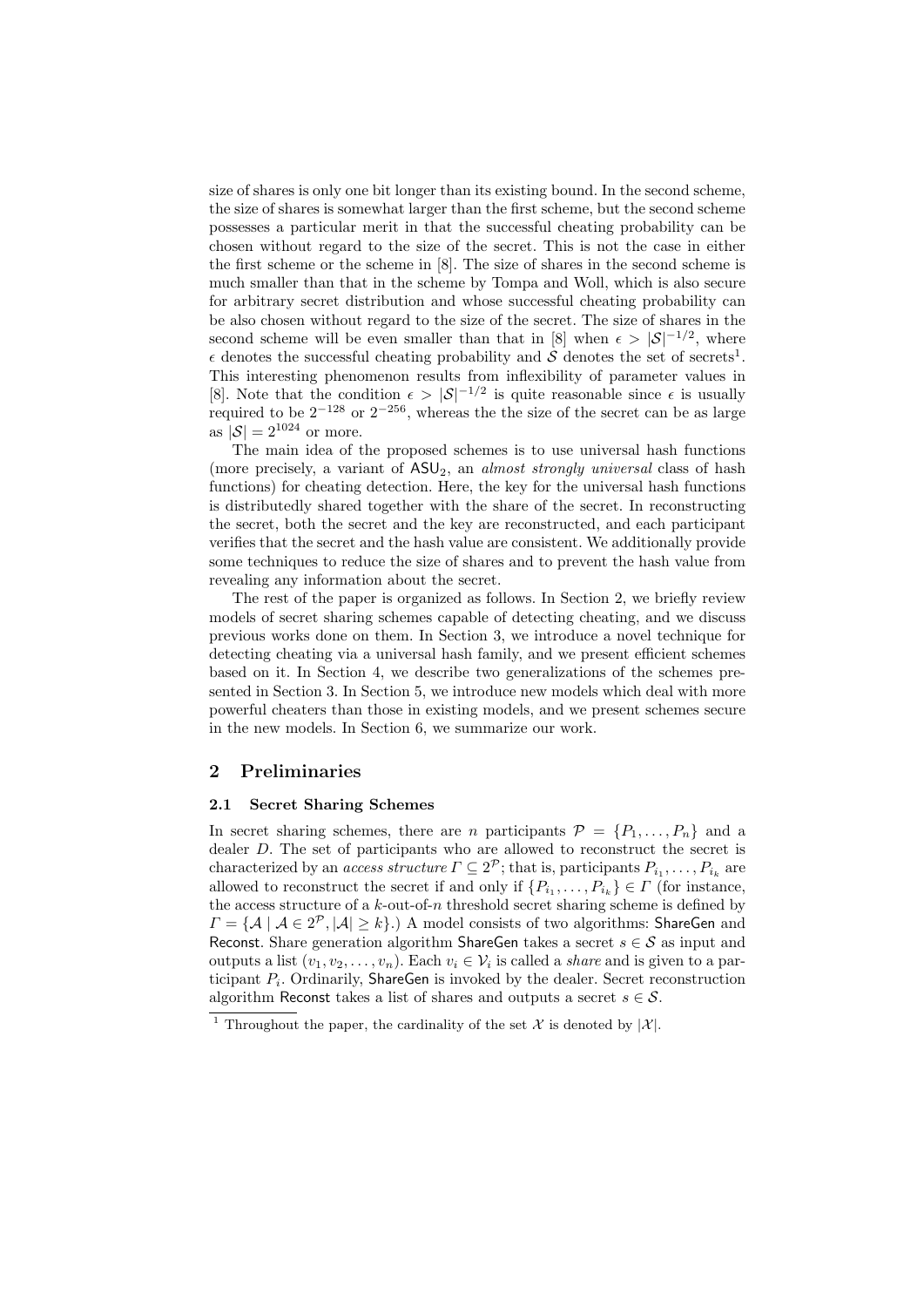size of shares is only one bit longer than its existing bound. In the second scheme, the size of shares is somewhat larger than the first scheme, but the second scheme possesses a particular merit in that the successful cheating probability can be chosen without regard to the size of the secret. This is not the case in either the first scheme or the scheme in [8]. The size of shares in the second scheme is much smaller than that in the scheme by Tompa and Woll, which is also secure for arbitrary secret distribution and whose successful cheating probability can be also chosen without regard to the size of the secret. The size of shares in the second scheme will be even smaller than that in [8] when $\epsilon > |\mathcal{S}|^{-1/2}$, where $\epsilon$ denotes the successful cheating probability and $\mathcal{S}$ denotes the set of secrets[1]. This interesting phenomenon results from inflexibility of parameter values in [8]. Note that the condition $\epsilon > |\mathcal{S}|^{-1/2}$ is quite reasonable since $\epsilon$ is usually required to be $2^{-128}$ or $2^{-256}$, whereas the the size of the secret can be as large as $|\mathcal{S}| = 2^{1024}$ or more.

The main idea of the proposed schemes is to use universal hash functions (more precisely, a variant of $\mathsf{ASU}_2$, an *almost strongly universal* class of hash functions) for cheating detection. Here, the key for the universal hash functions is distributedly shared together with the share of the secret. In reconstructing the secret, both the secret and the key are reconstructed, and each participant verifies that the secret and the hash value are consistent. We additionally provide some techniques to reduce the size of shares and to prevent the hash value from revealing any information about the secret.

The rest of the paper is organized as follows. In Section 2, we briefly review models of secret sharing schemes capable of detecting cheating, and we discuss previous works done on them. In Section 3, we introduce a novel technique for detecting cheating via a universal hash family, and we present efficient schemes based on it. In Section 4, we describe two generalizations of the schemes presented in Section 3. In Section 5, we introduce new models which deal with more powerful cheaters than those in existing models, and we present schemes secure in the new models. In Section 6, we summarize our work.

## 2 Preliminaries

### 2.1 Secret Sharing Schemes

In secret sharing schemes, there are $n$ participants $\mathcal{P} = \{P_1, \ldots, P_n\}$ and a dealer $D$. The set of participants who are allowed to reconstruct the secret is characterized by an *access structure* $\Gamma \subseteq 2^{\mathcal{P}}$; that is, participants $P_{i_1}, \ldots, P_{i_k}$ are allowed to reconstruct the secret if and only if $\{P_{i_1}, \ldots, P_{i_k}\} \in \Gamma$ (for instance, the access structure of a $k$-out-of-$n$ threshold secret sharing scheme is defined by $\Gamma = \{\mathcal{A} \mid \mathcal{A} \in 2^{\mathcal{P}}, |\mathcal{A}| \geq k\}$.) A model consists of two algorithms: $\mathsf{ShareGen}$ and $\mathsf{Reconst}$. Share generation algorithm $\mathsf{ShareGen}$ takes a secret $s \in \mathcal{S}$ as input and outputs a list $(v_1, v_2, \ldots, v_n)$. Each $v_i \in \mathcal{V}_i$ is called a *share* and is given to a participant $P_i$. Ordinarily, $\mathsf{ShareGen}$ is invoked by the dealer. Secret reconstruction algorithm $\mathsf{Reconst}$ takes a list of shares and outputs a secret $s \in \mathcal{S}$.

[1] Throughout the paper, the cardinality of the set $\mathcal{X}$ is denoted by $|\mathcal{X}|$.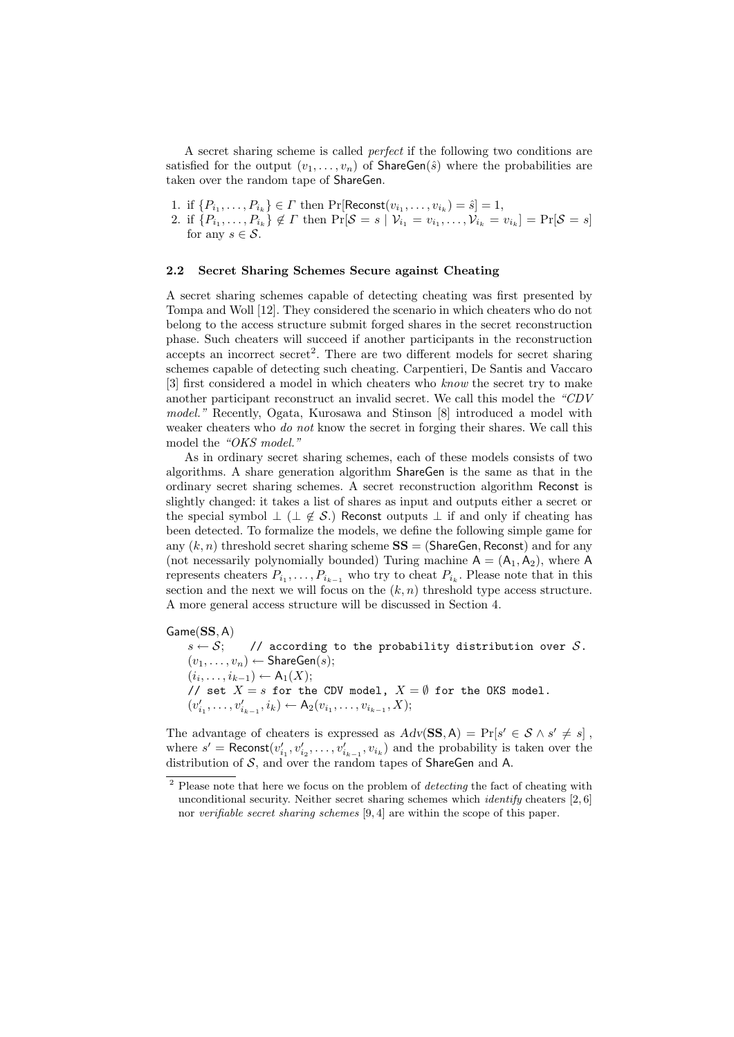A secret sharing scheme is called *perfect* if the following two conditions are satisfied for the output $(v_1, \ldots, v_n)$ of $\mathsf{ShareGen}(\hat{s})$ where the probabilities are taken over the random tape of $\mathsf{ShareGen}$.

1. if $\{P_{i_1}, \ldots, P_{i_k}\} \in \Gamma$ then $\Pr[\mathsf{Reconst}(v_{i_1}, \ldots, v_{i_k}) = \hat{s}] = 1$,
2. if $\{P_{i_1}, \ldots, P_{i_k}\} \notin \Gamma$ then $\Pr[\mathcal{S} = s \mid \mathcal{V}_{i_1} = v_{i_1}, \ldots, \mathcal{V}_{i_k} = v_{i_k}] = \Pr[\mathcal{S} = s]$ for any $s \in \mathcal{S}$.

### 2.2 Secret Sharing Schemes Secure against Cheating

A secret sharing schemes capable of detecting cheating was first presented by Tompa and Woll [12]. They considered the scenario in which cheaters who do not belong to the access structure submit forged shares in the secret reconstruction phase. Such cheaters will succeed if another participants in the reconstruction accepts an incorrect secret[2]. There are two different models for secret sharing schemes capable of detecting such cheating. Carpentieri, De Santis and Vaccaro [3] first considered a model in which cheaters who *know* the secret try to make another participant reconstruct an invalid secret. We call this model the *"CDV model."* Recently, Ogata, Kurosawa and Stinson [8] introduced a model with weaker cheaters who *do not* know the secret in forging their shares. We call this model the *"OKS model."*

As in ordinary secret sharing schemes, each of these models consists of two algorithms. A share generation algorithm $\mathsf{ShareGen}$ is the same as that in the ordinary secret sharing schemes. A secret reconstruction algorithm $\mathsf{Reconst}$ is slightly changed: it takes a list of shares as input and outputs either a secret or the special symbol $\perp$ ($\perp \notin \mathcal{S}$.) $\mathsf{Reconst}$ outputs $\perp$ if and only if cheating has been detected. To formalize the models, we define the following simple game for any $(k, n)$ threshold secret sharing scheme $\mathbf{SS} = (\mathsf{ShareGen}, \mathsf{Reconst})$ and for any (not necessarily polynomially bounded) Turing machine $\mathsf{A} = (\mathsf{A}_1, \mathsf{A}_2)$, where $\mathsf{A}$ represents cheaters $P_{i_1}, \ldots, P_{i_{k-1}}$ who try to cheat $P_{i_k}$. Please note that in this section and the next we will focus on the $(k, n)$ threshold type access structure. A more general access structure will be discussed in Section 4.

$\mathsf{Game}(\mathbf{SS}, \mathsf{A})$
- $s \leftarrow \mathcal{S}$; `// according to the probability distribution over` $\mathcal{S}$.
- $(v_1, \ldots, v_n) \leftarrow \mathsf{ShareGen}(s)$;
- $(i_1, \ldots, i_{k-1}) \leftarrow \mathsf{A}_1(X)$;
- `// set` $X = s$ `for the CDV model,` $X = \emptyset$ `for the OKS model.`
- $(v'_{i_1}, \ldots, v'_{i_{k-1}}, i_k) \leftarrow \mathsf{A}_2(v_{i_1}, \ldots, v_{i_{k-1}}, X)$;

The advantage of cheaters is expressed as $Adv(\mathbf{SS}, \mathsf{A}) = \Pr[s' \in \mathcal{S} \wedge s' \neq s]$, where $s' = \mathsf{Reconst}(v'_{i_1}, v'_{i_2}, \ldots, v'_{i_{k-1}}, v_{i_k})$ and the probability is taken over the distribution of $\mathcal{S}$, and over the random tapes of $\mathsf{ShareGen}$ and $\mathsf{A}$.

[2] Please note that here we focus on the problem of *detecting* the fact of cheating with unconditional security. Neither secret sharing schemes which *identify* cheaters [2, 6] nor *verifiable secret sharing schemes* [9, 4] are within the scope of this paper.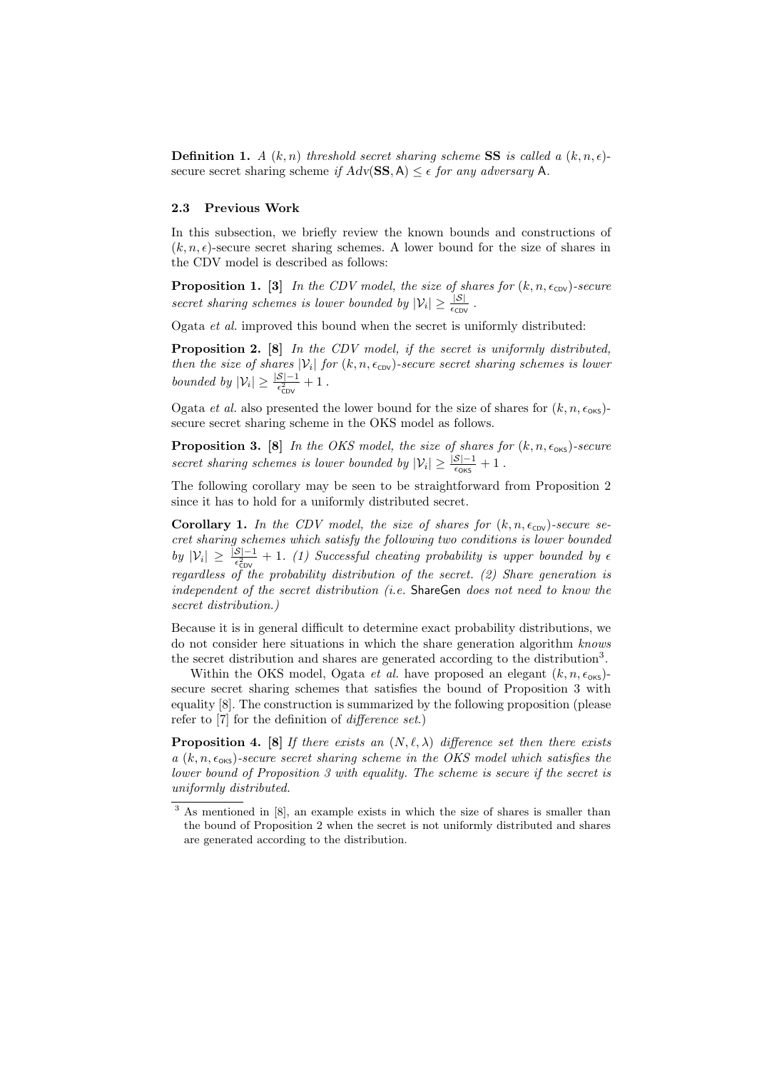**Definition 1.** *A $(k, n)$ threshold secret sharing scheme* **SS** *is called a $(k, n, \epsilon)$-secure secret sharing scheme if $Adv(\mathbf{SS}, \mathsf{A}) \leq \epsilon$ for any adversary $\mathsf{A}$.*

### 2.3 Previous Work

In this subsection, we briefly review the known bounds and constructions of $(k, n, \epsilon)$-secure secret sharing schemes. A lower bound for the size of shares in the CDV model is described as follows:

**Proposition 1. [3]** *In the CDV model, the size of shares for $(k, n, \epsilon_{\mathsf{CDV}})$-secure secret sharing schemes is lower bounded by $|\mathcal{V}_i| \geq \frac{|\mathcal{S}|}{\epsilon_{\mathsf{CDV}}}$.*

Ogata *et al.* improved this bound when the secret is uniformly distributed:

**Proposition 2. [8]** *In the CDV model, if the secret is uniformly distributed, then the size of shares $|\mathcal{V}_i|$ for $(k, n, \epsilon_{\mathsf{CDV}})$-secure secret sharing schemes is lower bounded by $|\mathcal{V}_i| \geq \frac{|\mathcal{S}|-1}{\epsilon_{\mathsf{CDV}}^2} + 1$.*

Ogata *et al.* also presented the lower bound for the size of shares for $(k, n, \epsilon_{\mathsf{OKS}})$-secure secret sharing scheme in the OKS model as follows.

**Proposition 3. [8]** *In the OKS model, the size of shares for $(k, n, \epsilon_{\mathsf{OKS}})$-secure secret sharing schemes is lower bounded by $|\mathcal{V}_i| \geq \frac{|\mathcal{S}|-1}{\epsilon_{\mathsf{OKS}}} + 1$.*

The following corollary may be seen to be straightforward from Proposition 2 since it has to hold for a uniformly distributed secret.

**Corollary 1.** *In the CDV model, the size of shares for $(k, n, \epsilon_{\mathsf{CDV}})$-secure secret sharing schemes which satisfy the following two conditions is lower bounded by $|\mathcal{V}_i| \geq \frac{|\mathcal{S}|-1}{\epsilon_{\mathsf{CDV}}^2} + 1$. (1) Successful cheating probability is upper bounded by $\epsilon$ regardless of the probability distribution of the secret. (2) Share generation is independent of the secret distribution (i.e.* $\mathsf{ShareGen}$ *does not need to know the secret distribution.)*

Because it is in general difficult to determine exact probability distributions, we do not consider here situations in which the share generation algorithm *knows* the secret distribution and shares are generated according to the distribution[3].

Within the OKS model, Ogata *et al.* have proposed an elegant $(k, n, \epsilon_{\mathsf{OKS}})$-secure secret sharing schemes that satisfies the bound of Proposition 3 with equality [8]. The construction is summarized by the following proposition (please refer to [7] for the definition of *difference set*.)

**Proposition 4. [8]** *If there exists an $(N, \ell, \lambda)$ difference set then there exists a $(k, n, \epsilon_{\mathsf{OKS}})$-secure secret sharing scheme in the OKS model which satisfies the lower bound of Proposition 3 with equality. The scheme is secure if the secret is uniformly distributed.*

[3] As mentioned in [8], an example exists in which the size of shares is smaller than the bound of Proposition 2 when the secret is not uniformly distributed and shares are generated according to the distribution.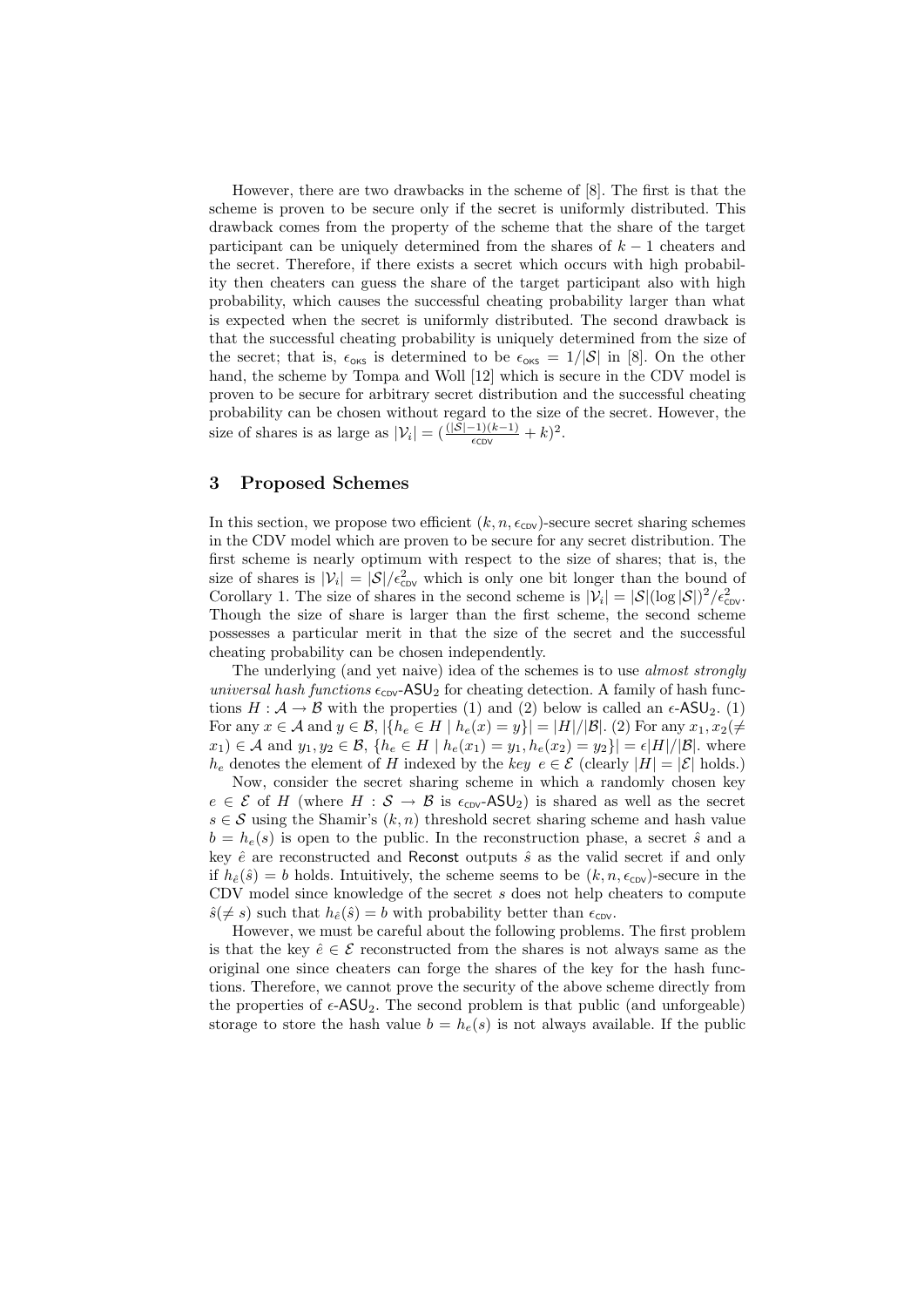However, there are two drawbacks in the scheme of [8]. The first is that the scheme is proven to be secure only if the secret is uniformly distributed. This drawback comes from the property of the scheme that the share of the target participant can be uniquely determined from the shares of $k-1$ cheaters and the secret. Therefore, if there exists a secret which occurs with high probability then cheaters can guess the share of the target participant also with high probability, which causes the successful cheating probability larger than what is expected when the secret is uniformly distributed. The second drawback is that the successful cheating probability is uniquely determined from the size of the secret; that is, $\epsilon_{\mathsf{OKS}}$ is determined to be $\epsilon_{\mathsf{OKS}} = 1/|\mathcal{S}|$ in [8]. On the other hand, the scheme by Tompa and Woll [12] which is secure in the CDV model is proven to be secure for arbitrary secret distribution and the successful cheating probability can be chosen without regard to the size of the secret. However, the size of shares is as large as $|\mathcal{V}_i| = (\frac{(|\mathcal{S}|-1)(k-1)}{\epsilon_{\mathsf{CDV}}} + k)^2$.

## 3 Proposed Schemes

In this section, we propose two efficient $(k, n, \epsilon_{\mathsf{CDV}})$-secure secret sharing schemes in the CDV model which are proven to be secure for any secret distribution. The first scheme is nearly optimum with respect to the size of shares; that is, the size of shares is $|\mathcal{V}_i| = |\mathcal{S}|/\epsilon_{\mathsf{CDV}}^2$ which is only one bit longer than the bound of Corollary 1. The size of shares in the second scheme is $|\mathcal{V}_i| = |\mathcal{S}|(\log|\mathcal{S}|)^2/\epsilon_{\mathsf{CDV}}^2$. Though the size of share is larger than the first scheme, the second scheme possesses a particular merit in that the size of the secret and the successful cheating probability can be chosen independently.

The underlying (and yet naive) idea of the schemes is to use *almost strongly universal hash functions* $\epsilon_{\mathsf{CDV}}$-$\mathsf{ASU}_2$ for cheating detection. A family of hash functions $H : \mathcal{A} \to \mathcal{B}$ with the properties (1) and (2) below is called an $\epsilon$-$\mathsf{ASU}_2$. (1) For any $x \in \mathcal{A}$ and $y \in \mathcal{B}$, $|\{h_e \in H \mid h_e(x) = y\}| = |H|/|\mathcal{B}|$. (2) For any $x_1, x_2(\neq x_1) \in \mathcal{A}$ and $y_1, y_2 \in \mathcal{B}$, $\{h_e \in H \mid h_e(x_1) = y_1, h_e(x_2) = y_2\}| = \epsilon|H|/|\mathcal{B}|$. where $h_e$ denotes the element of $H$ indexed by the *key* $e \in \mathcal{E}$ (clearly $|H| = |\mathcal{E}|$ holds.)

Now, consider the secret sharing scheme in which a randomly chosen key $e \in \mathcal{E}$ of $H$ (where $H : \mathcal{S} \to \mathcal{B}$ is $\epsilon_{\mathsf{CDV}}$-$\mathsf{ASU}_2$) is shared as well as the secret $s \in \mathcal{S}$ using the Shamir's $(k, n)$ threshold secret sharing scheme and hash value $b = h_e(s)$ is open to the public. In the reconstruction phase, a secret $\hat{s}$ and a key $\hat{e}$ are reconstructed and $\mathsf{Reconst}$ outputs $\hat{s}$ as the valid secret if and only if $h_{\hat{e}}(\hat{s}) = b$ holds. Intuitively, the scheme seems to be $(k, n, \epsilon_{\mathsf{CDV}})$-secure in the CDV model since knowledge of the secret $s$ does not help cheaters to compute $\hat{s}(\neq s)$ such that $h_{\hat{e}}(\hat{s}) = b$ with probability better than $\epsilon_{\mathsf{CDV}}$.

However, we must be careful about the following problems. The first problem is that the key $\hat{e} \in \mathcal{E}$ reconstructed from the shares is not always same as the original one since cheaters can forge the shares of the key for the hash functions. Therefore, we cannot prove the security of the above scheme directly from the properties of $\epsilon$-$\mathsf{ASU}_2$. The second problem is that public (and unforgeable) storage to store the hash value $b = h_e(s)$ is not always available. If the public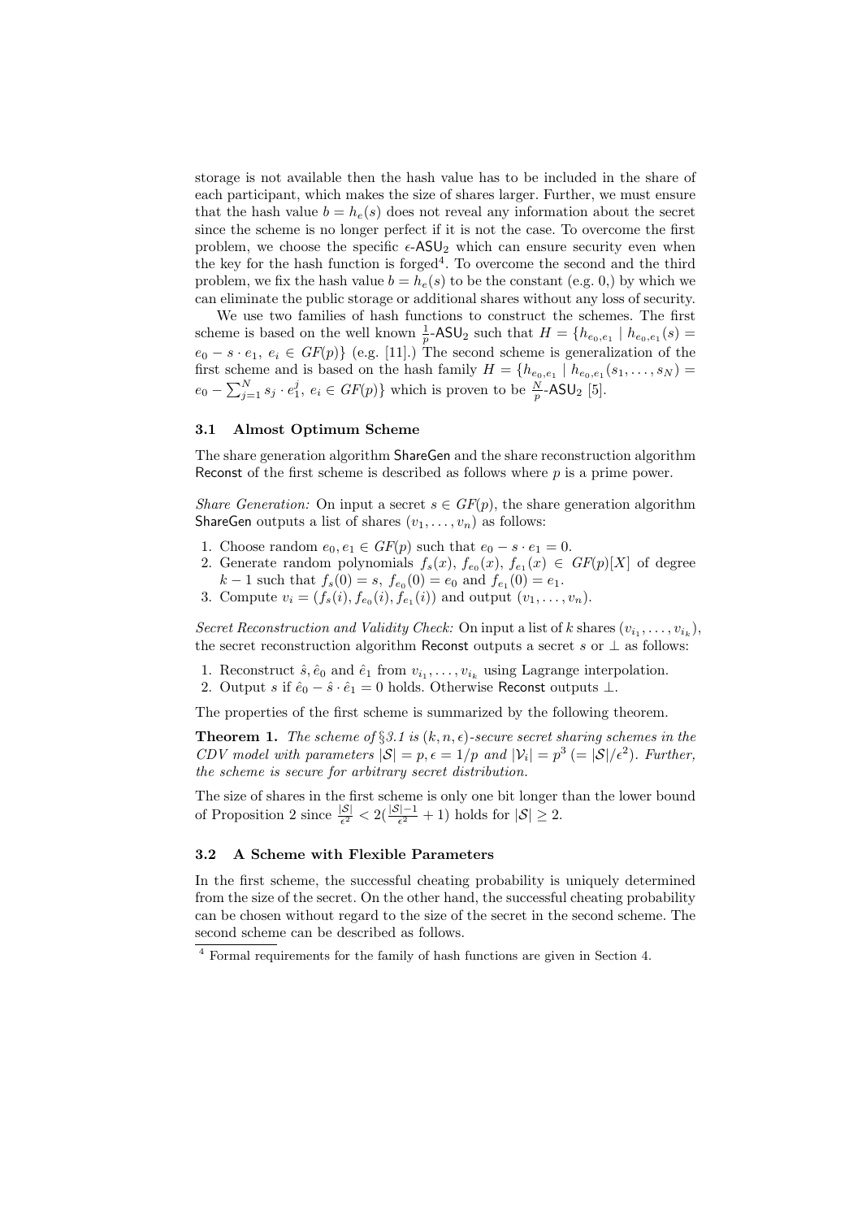storage is not available then the hash value has to be included in the share of each participant, which makes the size of shares larger. Further, we must ensure that the hash value $b = h_e(s)$ does not reveal any information about the secret since the scheme is no longer perfect if it is not the case. To overcome the first problem, we choose the specific $\epsilon$-$\mathsf{ASU}_2$ which can ensure security even when the key for the hash function is forged[4]. To overcome the second and the third problem, we fix the hash value $b = h_e(s)$ to be the constant (e.g. 0,) by which we can eliminate the public storage or additional shares without any loss of security.

We use two families of hash functions to construct the schemes. The first scheme is based on the well known $\frac{1}{p}$-$\mathsf{ASU}_2$ such that $H = \{h_{e_0,e_1} \mid h_{e_0,e_1}(s) = e_0 - s \cdot e_1,\ e_i \in GF(p)\}$ (e.g. [11].) The second scheme is generalization of the first scheme and is based on the hash family $H = \{h_{e_0,e_1} \mid h_{e_0,e_1}(s_1,\ldots,s_N) = e_0 - \sum_{j=1}^{N} s_j \cdot e_1^j,\ e_i \in GF(p)\}$ which is proven to be $\frac{N}{p}$-$\mathsf{ASU}_2$ [5].

### 3.1 Almost Optimum Scheme

The share generation algorithm $\mathsf{ShareGen}$ and the share reconstruction algorithm $\mathsf{Reconst}$ of the first scheme is described as follows where $p$ is a prime power.

*Share Generation:* On input a secret $s \in GF(p)$, the share generation algorithm $\mathsf{ShareGen}$ outputs a list of shares $(v_1, \ldots, v_n)$ as follows:

1. Choose random $e_0, e_1 \in GF(p)$ such that $e_0 - s \cdot e_1 = 0$.
2. Generate random polynomials $f_s(x)$, $f_{e_0}(x)$, $f_{e_1}(x) \in GF(p)[X]$ of degree $k-1$ such that $f_s(0) = s$, $f_{e_0}(0) = e_0$ and $f_{e_1}(0) = e_1$.
3. Compute $v_i = (f_s(i), f_{e_0}(i), f_{e_1}(i))$ and output $(v_1, \ldots, v_n)$.

*Secret Reconstruction and Validity Check:* On input a list of $k$ shares $(v_{i_1}, \ldots, v_{i_k})$, the secret reconstruction algorithm $\mathsf{Reconst}$ outputs a secret $s$ or $\perp$ as follows:

1. Reconstruct $\hat{s}, \hat{e}_0$ and $\hat{e}_1$ from $v_{i_1}, \ldots, v_{i_k}$ using Lagrange interpolation.
2. Output $s$ if $\hat{e}_0 - \hat{s} \cdot \hat{e}_1 = 0$ holds. Otherwise $\mathsf{Reconst}$ outputs $\perp$.

The properties of the first scheme is summarized by the following theorem.

**Theorem 1.** *The scheme of §3.1 is $(k, n, \epsilon)$-secure secret sharing schemes in the CDV model with parameters $|\mathcal{S}| = p, \epsilon = 1/p$ and $|\mathcal{V}_i| = p^3\ (= |\mathcal{S}|/\epsilon^2)$. Further, the scheme is secure for arbitrary secret distribution.*

The size of shares in the first scheme is only one bit longer than the lower bound of Proposition 2 since $\frac{|\mathcal{S}|}{\epsilon^2} < 2(\frac{|\mathcal{S}|-1}{\epsilon^2} + 1)$ holds for $|\mathcal{S}| \geq 2$.

### 3.2 A Scheme with Flexible Parameters

In the first scheme, the successful cheating probability is uniquely determined from the size of the secret. On the other hand, the successful cheating probability can be chosen without regard to the size of the secret in the second scheme. The second scheme can be described as follows.

[4] Formal requirements for the family of hash functions are given in Section 4.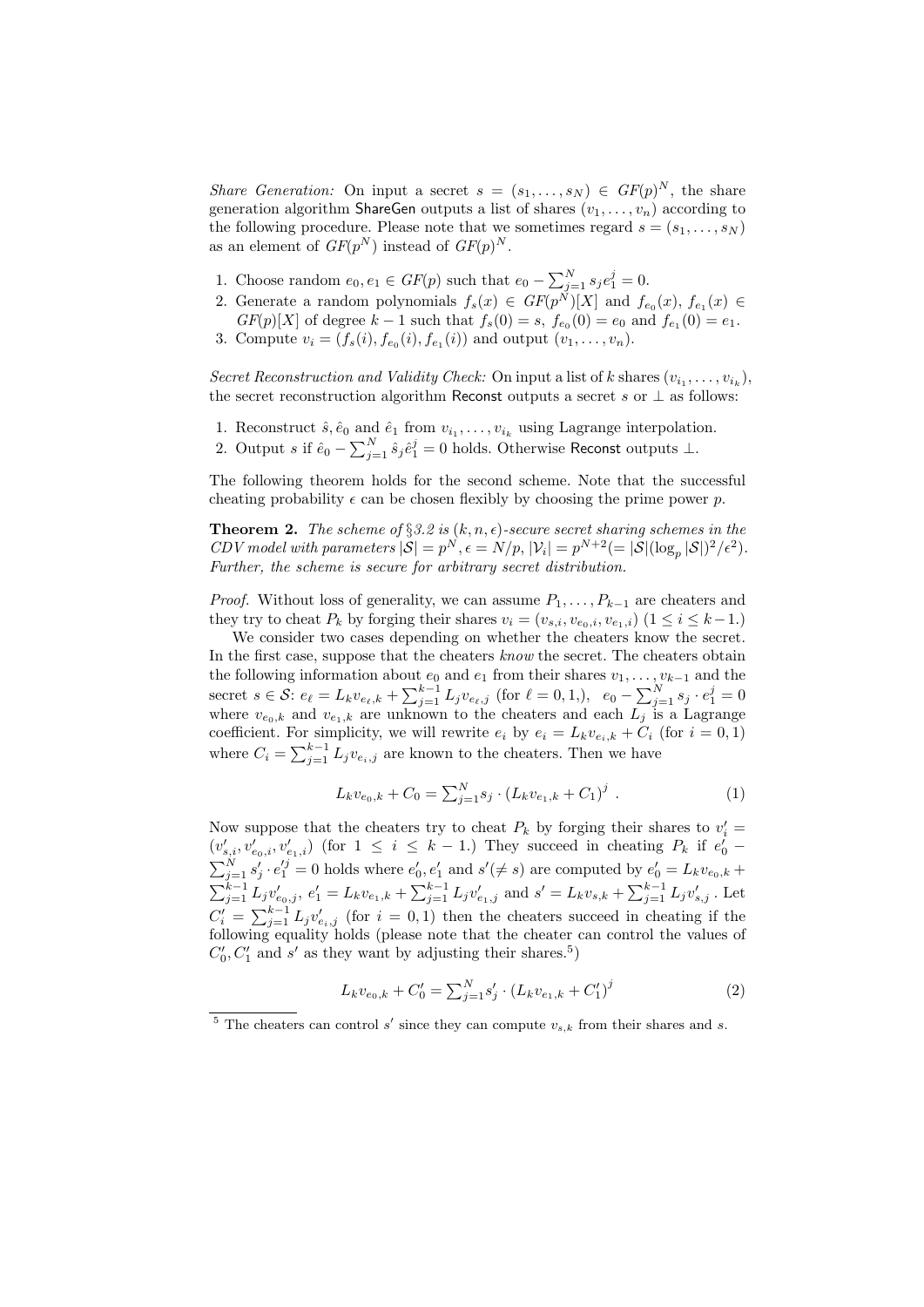*Share Generation:* On input a secret $s = (s_1, \ldots, s_N) \in GF(p)^N$, the share generation algorithm ShareGen outputs a list of shares $(v_1, \ldots, v_n)$ according to the following procedure. Please note that we sometimes regard $s = (s_1, \ldots, s_N)$ as an element of $GF(p^N)$ instead of $GF(p)^N$.

1. Choose random $e_0, e_1 \in GF(p)$ such that $e_0 - \sum_{j=1}^{N} s_j e_1^j = 0$.
2. Generate a random polynomials $f_s(x) \in GF(p^N)[X]$ and $f_{e_0}(x), f_{e_1}(x) \in GF(p)[X]$ of degree $k-1$ such that $f_s(0) = s$, $f_{e_0}(0) = e_0$ and $f_{e_1}(0) = e_1$.
3. Compute $v_i = (f_s(i), f_{e_0}(i), f_{e_1}(i))$ and output $(v_1, \ldots, v_n)$.

*Secret Reconstruction and Validity Check:* On input a list of $k$ shares $(v_{i_1}, \ldots, v_{i_k})$, the secret reconstruction algorithm Reconst outputs a secret $s$ or $\perp$ as follows:

1. Reconstruct $\hat{s}, \hat{e}_0$ and $\hat{e}_1$ from $v_{i_1}, \ldots, v_{i_k}$ using Lagrange interpolation.
2. Output $s$ if $\hat{e}_0 - \sum_{j=1}^{N} \hat{s}_j \hat{e}_1^j = 0$ holds. Otherwise Reconst outputs $\perp$.

The following theorem holds for the second scheme. Note that the successful cheating probability $\epsilon$ can be chosen flexibly by choosing the prime power $p$.

**Theorem 2.** *The scheme of §3.2 is $(k, n, \epsilon)$-secure secret sharing schemes in the CDV model with parameters $|\mathcal{S}| = p^N, \epsilon = N/p, |\mathcal{V}_i| = p^{N+2} (= |\mathcal{S}|(\log_p |\mathcal{S}|)^2/\epsilon^2)$. Further, the scheme is secure for arbitrary secret distribution.*

*Proof.* Without loss of generality, we can assume $P_1, \ldots, P_{k-1}$ are cheaters and they try to cheat $P_k$ by forging their shares $v_i = (v_{s,i}, v_{e_0,i}, v_{e_1,i})$ $(1 \leq i \leq k-1.)$

We consider two cases depending on whether the cheaters know the secret. In the first case, suppose that the cheaters *know* the secret. The cheaters obtain the following information about $e_0$ and $e_1$ from their shares $v_1, \ldots, v_{k-1}$ and the secret $s \in \mathcal{S}$: $e_\ell = L_k v_{e_\ell,k} + \sum_{j=1}^{k-1} L_j v_{e_\ell,j}$ (for $\ell = 0, 1,$), $e_0 - \sum_{j=1}^{N} s_j \cdot e_1^j = 0$ where $v_{e_0,k}$ and $v_{e_1,k}$ are unknown to the cheaters and each $L_j$ is a Lagrange coefficient. For simplicity, we will rewrite $e_i$ by $e_i = L_k v_{e_i,k} + C_i$ (for $i = 0, 1$) where $C_i = \sum_{j=1}^{k-1} L_j v_{e_i,j}$ are known to the cheaters. Then we have

$$L_k v_{e_0,k} + C_0 = \sum_{j=1}^{N} s_j \cdot (L_k v_{e_1,k} + C_1)^j \ . \tag{1}$$

Now suppose that the cheaters try to cheat $P_k$ by forging their shares to $v'_i = (v'_{s,i}, v'_{e_0,i}, v'_{e_1,i})$ (for $1 \leq i \leq k-1$.) They succeed in cheating $P_k$ if $e'_0 - \sum_{j=1}^{N} s'_j \cdot e'^j_1 = 0$ holds where $e'_0, e'_1$ and $s' (\neq s)$ are computed by $e'_0 = L_k v_{e_0,k} + \sum_{j=1}^{k-1} L_j v'_{e_0,j}$, $e'_1 = L_k v_{e_1,k} + \sum_{j=1}^{k-1} L_j v'_{e_1,j}$ and $s' = L_k v_{s,k} + \sum_{j=1}^{k-1} L_j v'_{s,j}$. Let $C'_i = \sum_{j=1}^{k-1} L_j v'_{e_i,j}$ (for $i = 0, 1$) then the cheaters succeed in cheating if the following equality holds (please note that the cheater can control the values of $C'_0, C'_1$ and $s'$ as they want by adjusting their shares.[5])

$$L_k v_{e_0,k} + C'_0 = \sum_{j=1}^{N} s'_j \cdot (L_k v_{e_1,k} + C'_1)^j \tag{2}$$

[5] The cheaters can control $s'$ since they can compute $v_{s,k}$ from their shares and $s$.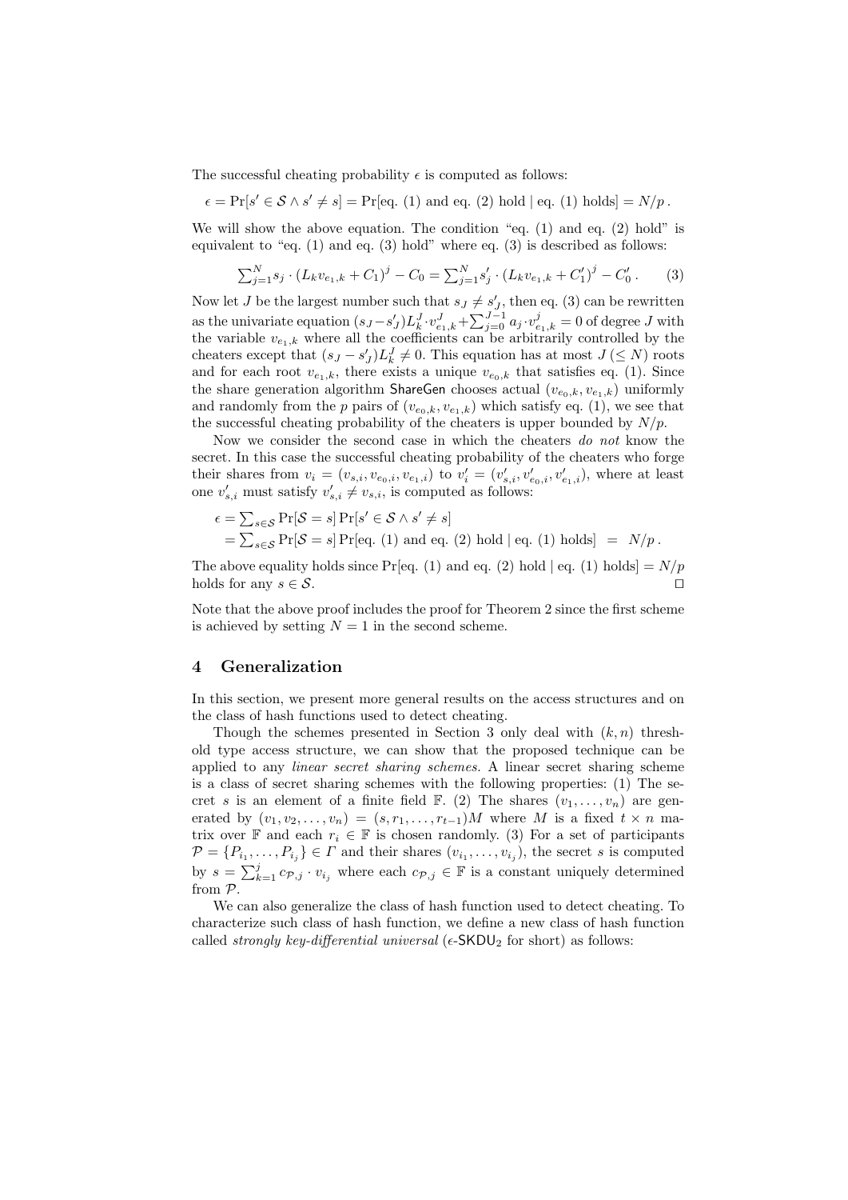The successful cheating probability $\epsilon$ is computed as follows:

$$\epsilon = \Pr[s' \in \mathcal{S} \wedge s' \neq s] = \Pr[\text{eq. (1) and eq. (2) hold} \mid \text{eq. (1) holds}] = N/p\,.$$

We will show the above equation. The condition "eq. (1) and eq. (2) hold" is equivalent to "eq. (1) and eq. (3) hold" where eq. (3) is described as follows:

$$\sum_{j=1}^{N} s_j \cdot (L_k v_{e_1,k} + C_1)^j - C_0 = \sum_{j=1}^{N} s'_j \cdot (L_k v_{e_1,k} + C'_1)^j - C'_0\,. \qquad (3)$$

Now let $J$ be the largest number such that $s_J \neq s'_J$, then eq. (3) can be rewritten as the univariate equation $(s_J - s'_J)L_k^J \cdot v_{e_1,k}^J + \sum_{j=0}^{J-1} a_j \cdot v_{e_1,k}^j = 0$ of degree $J$ with the variable $v_{e_1,k}$ where all the coefficients can be arbitrarily controlled by the cheaters except that $(s_J - s'_J)L_k^J \neq 0$. This equation has at most $J$ $(\leq N)$ roots and for each root $v_{e_1,k}$, there exists a unique $v_{e_0,k}$ that satisfies eq. (1). Since the share generation algorithm $\mathsf{ShareGen}$ chooses actual $(v_{e_0,k}, v_{e_1,k})$ uniformly and randomly from the $p$ pairs of $(v_{e_0,k}, v_{e_1,k})$ which satisfy eq. (1), we see that the successful cheating probability of the cheaters is upper bounded by $N/p$.

Now we consider the second case in which the cheaters *do not* know the secret. In this case the successful cheating probability of the cheaters who forge their shares from $v_i = (v_{s,i}, v_{e_0,i}, v_{e_1,i})$ to $v'_i = (v'_{s,i}, v'_{e_0,i}, v'_{e_1,i})$, where at least one $v'_{s,i}$ must satisfy $v'_{s,i} \neq v_{s,i}$, is computed as follows:

$$\begin{aligned}
\epsilon &= \textstyle\sum_{s \in \mathcal{S}} \Pr[\mathcal{S} = s] \Pr[s' \in \mathcal{S} \wedge s' \neq s] \\
&= \textstyle\sum_{s \in \mathcal{S}} \Pr[\mathcal{S} = s] \Pr[\text{eq. (1) and eq. (2) hold} \mid \text{eq. (1) holds}] \;=\; N/p\,.
\end{aligned}$$

The above equality holds since $\Pr[\text{eq. (1) and eq. (2) hold} \mid \text{eq. (1) holds}] = N/p$ holds for any $s \in \mathcal{S}$. □

Note that the above proof includes the proof for Theorem 2 since the first scheme is achieved by setting $N = 1$ in the second scheme.

## 4 Generalization

In this section, we present more general results on the access structures and on the class of hash functions used to detect cheating.

Though the schemes presented in Section 3 only deal with $(k, n)$ threshold type access structure, we can show that the proposed technique can be applied to any *linear secret sharing schemes.* A linear secret sharing scheme is a class of secret sharing schemes with the following properties: (1) The secret $s$ is an element of a finite field $\mathbb{F}$. (2) The shares $(v_1, \ldots, v_n)$ are generated by $(v_1, v_2, \ldots, v_n) = (s, r_1, \ldots, r_{t-1})M$ where $M$ is a fixed $t \times n$ matrix over $\mathbb{F}$ and each $r_i \in \mathbb{F}$ is chosen randomly. (3) For a set of participants $\mathcal{P} = \{P_{i_1}, \ldots, P_{i_j}\} \in \Gamma$ and their shares $(v_{i_1}, \ldots, v_{i_j})$, the secret $s$ is computed by $s = \sum_{k=1}^{j} c_{\mathcal{P},j} \cdot v_{i_j}$ where each $c_{\mathcal{P},j} \in \mathbb{F}$ is a constant uniquely determined from $\mathcal{P}$.

We can also generalize the class of hash function used to detect cheating. To characterize such class of hash function, we define a new class of hash function called *strongly key-differential universal* ($\epsilon$-$\mathsf{SKDU}_2$ for short) as follows: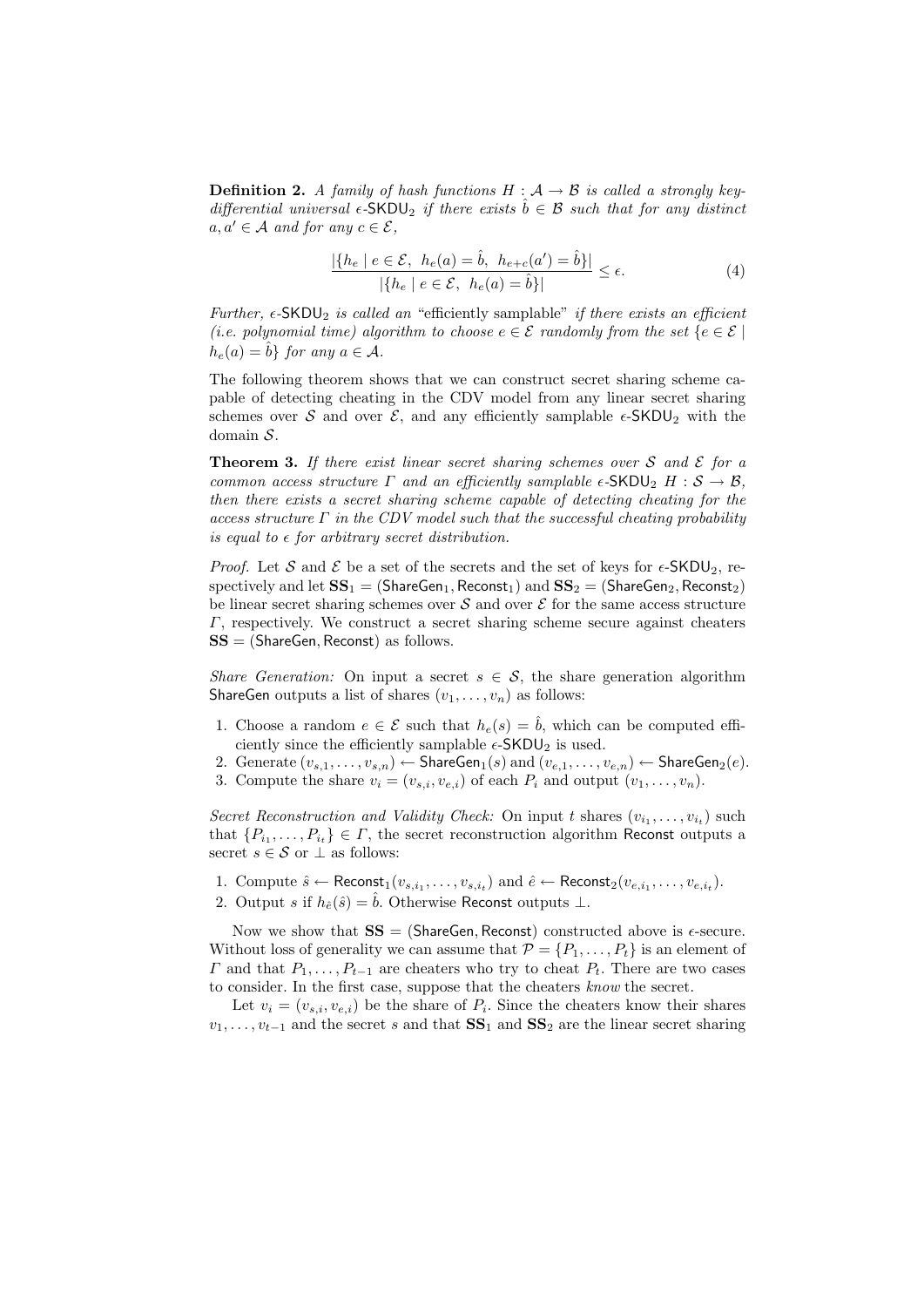**Definition 2.** *A family of hash functions $H : \mathcal{A} \to \mathcal{B}$ is called a strongly key-differential universal $\epsilon$-$\mathsf{SKDU}_2$ if there exists $\hat{b} \in \mathcal{B}$ such that for any distinct $a, a' \in \mathcal{A}$ and for any $c \in \mathcal{E}$,*

$$\frac{|\{h_e \mid e \in \mathcal{E},\ h_e(a) = \hat{b},\ h_{e+c}(a') = \hat{b}\}|}{|\{h_e \mid e \in \mathcal{E},\ h_e(a) = \hat{b}\}|} \leq \epsilon. \tag{4}$$

*Further, $\epsilon$-$\mathsf{SKDU}_2$ is called an* "efficiently samplable" *if there exists an efficient (i.e. polynomial time) algorithm to choose $e \in \mathcal{E}$ randomly from the set $\{e \in \mathcal{E} \mid h_e(a) = \hat{b}\}$ for any $a \in \mathcal{A}$.*

The following theorem shows that we can construct secret sharing scheme capable of detecting cheating in the CDV model from any linear secret sharing schemes over $\mathcal{S}$ and over $\mathcal{E}$, and any efficiently samplable $\epsilon$-$\mathsf{SKDU}_2$ with the domain $\mathcal{S}$.

**Theorem 3.** *If there exist linear secret sharing schemes over $\mathcal{S}$ and $\mathcal{E}$ for a common access structure $\Gamma$ and an efficiently samplable $\epsilon$-$\mathsf{SKDU}_2$ $H : \mathcal{S} \to \mathcal{B}$, then there exists a secret sharing scheme capable of detecting cheating for the access structure $\Gamma$ in the CDV model such that the successful cheating probability is equal to $\epsilon$ for arbitrary secret distribution.*

*Proof.* Let $\mathcal{S}$ and $\mathcal{E}$ be a set of the secrets and the set of keys for $\epsilon$-$\mathsf{SKDU}_2$, respectively and let $\mathbf{SS}_1 = (\mathsf{ShareGen}_1, \mathsf{Reconst}_1)$ and $\mathbf{SS}_2 = (\mathsf{ShareGen}_2, \mathsf{Reconst}_2)$ be linear secret sharing schemes over $\mathcal{S}$ and over $\mathcal{E}$ for the same access structure $\Gamma$, respectively. We construct a secret sharing scheme secure against cheaters $\mathbf{SS} = (\mathsf{ShareGen}, \mathsf{Reconst})$ as follows.

*Share Generation:* On input a secret $s \in \mathcal{S}$, the share generation algorithm $\mathsf{ShareGen}$ outputs a list of shares $(v_1, \ldots, v_n)$ as follows:

1. Choose a random $e \in \mathcal{E}$ such that $h_e(s) = \hat{b}$, which can be computed efficiently since the efficiently samplable $\epsilon$-$\mathsf{SKDU}_2$ is used.
2. Generate $(v_{s,1}, \ldots, v_{s,n}) \leftarrow \mathsf{ShareGen}_1(s)$ and $(v_{e,1}, \ldots, v_{e,n}) \leftarrow \mathsf{ShareGen}_2(e)$.
3. Compute the share $v_i = (v_{s,i}, v_{e,i})$ of each $P_i$ and output $(v_1, \ldots, v_n)$.

*Secret Reconstruction and Validity Check:* On input $t$ shares $(v_{i_1}, \ldots, v_{i_t})$ such that $\{P_{i_1}, \ldots, P_{i_t}\} \in \Gamma$, the secret reconstruction algorithm $\mathsf{Reconst}$ outputs a secret $s \in \mathcal{S}$ or $\perp$ as follows:

1. Compute $\hat{s} \leftarrow \mathsf{Reconst}_1(v_{s,i_1}, \ldots, v_{s,i_t})$ and $\hat{e} \leftarrow \mathsf{Reconst}_2(v_{e,i_1}, \ldots, v_{e,i_t})$.
2. Output $s$ if $h_{\hat{e}}(\hat{s}) = \hat{b}$. Otherwise $\mathsf{Reconst}$ outputs $\perp$.

Now we show that $\mathbf{SS} = (\mathsf{ShareGen}, \mathsf{Reconst})$ constructed above is $\epsilon$-secure. Without loss of generality we can assume that $\mathcal{P} = \{P_1, \ldots, P_t\}$ is an element of $\Gamma$ and that $P_1, \ldots, P_{t-1}$ are cheaters who try to cheat $P_t$. There are two cases to consider. In the first case, suppose that the cheaters *know* the secret.

Let $v_i = (v_{s,i}, v_{e,i})$ be the share of $P_i$. Since the cheaters know their shares $v_1, \ldots, v_{t-1}$ and the secret $s$ and that $\mathbf{SS}_1$ and $\mathbf{SS}_2$ are the linear secret sharing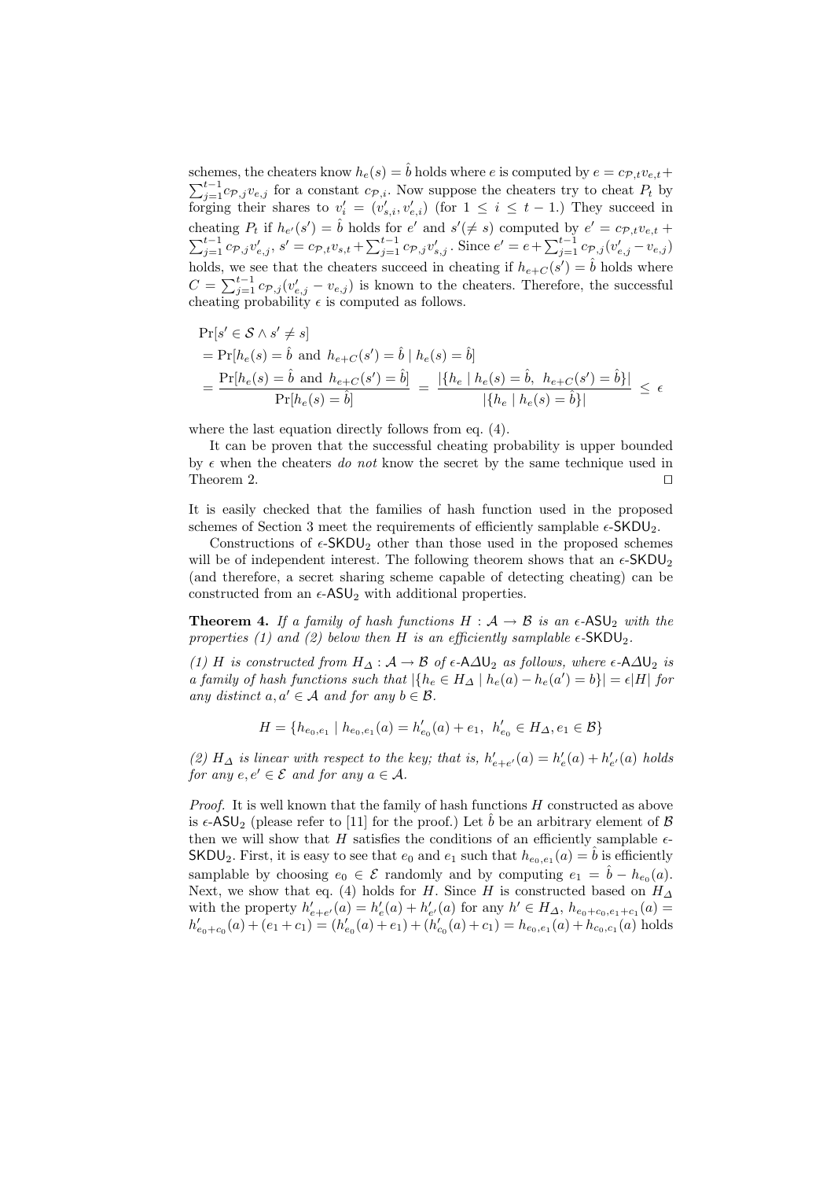schemes, the cheaters know $h_e(s) = \hat{b}$ holds where $e$ is computed by $e = c_{\mathcal{P},t}v_{e,t} + \sum_{j=1}^{t-1} c_{\mathcal{P},j}v_{e,j}$ for a constant $c_{\mathcal{P},i}$. Now suppose the cheaters try to cheat $P_t$ by forging their shares to $v'_i = (v'_{s,i}, v'_{e,i})$ (for $1 \leq i \leq t-1$.) They succeed in cheating $P_t$ if $h_{e'}(s') = \hat{b}$ holds for $e'$ and $s'(\neq s)$ computed by $e' = c_{\mathcal{P},t}v_{e,t} + \sum_{j=1}^{t-1} c_{\mathcal{P},j}v'_{e,j}$, $s' = c_{\mathcal{P},t}v_{s,t} + \sum_{j=1}^{t-1} c_{\mathcal{P},j}v'_{s,j}$. Since $e' = e + \sum_{j=1}^{t-1} c_{\mathcal{P},j}(v'_{e,j} - v_{e,j})$ holds, we see that the cheaters succeed in cheating if $h_{e+C}(s') = \hat{b}$ holds where $C = \sum_{j=1}^{t-1} c_{\mathcal{P},j}(v'_{e,j} - v_{e,j})$ is known to the cheaters. Therefore, the successful cheating probability $\epsilon$ is computed as follows.

$$
\begin{aligned}
&\Pr[s' \in \mathcal{S} \wedge s' \neq s] \\
&= \Pr[h_e(s) = \hat{b} \text{ and } h_{e+C}(s') = \hat{b} \mid h_e(s) = \hat{b}] \\
&= \frac{\Pr[h_e(s) = \hat{b} \text{ and } h_{e+C}(s') = \hat{b}]}{\Pr[h_e(s) = \hat{b}]} = \frac{|\{h_e \mid h_e(s) = \hat{b},\ h_{e+C}(s') = \hat{b}\}|}{|\{h_e \mid h_e(s) = \hat{b}\}|} \leq \epsilon
\end{aligned}
$$

where the last equation directly follows from eq. (4).

It can be proven that the successful cheating probability is upper bounded by $\epsilon$ when the cheaters *do not* know the secret by the same technique used in Theorem 2. ◻

It is easily checked that the families of hash function used in the proposed schemes of Section 3 meet the requirements of efficiently samplable $\epsilon$-$\mathsf{SKDU}_2$.

Constructions of $\epsilon$-$\mathsf{SKDU}_2$ other than those used in the proposed schemes will be of independent interest. The following theorem shows that an $\epsilon$-$\mathsf{SKDU}_2$ (and therefore, a secret sharing scheme capable of detecting cheating) can be constructed from an $\epsilon$-$\mathsf{ASU}_2$ with additional properties.

**Theorem 4.** *If a family of hash functions $H : \mathcal{A} \to \mathcal{B}$ is an $\epsilon$-$\mathsf{ASU}_2$ with the properties (1) and (2) below then $H$ is an efficiently samplable $\epsilon$-$\mathsf{SKDU}_2$.*

*(1) $H$ is constructed from $H_\Delta : \mathcal{A} \to \mathcal{B}$ of $\epsilon$-$\mathsf{A\Delta U}_2$ as follows, where $\epsilon$-$\mathsf{A\Delta U}_2$ is a family of hash functions such that $|\{h_e \in H_\Delta \mid h_e(a) - h_e(a') = b\}| = \epsilon|H|$ for any distinct $a, a' \in \mathcal{A}$ and for any $b \in \mathcal{B}$.*

$$H = \{h_{e_0,e_1} \mid h_{e_0,e_1}(a) = h'_{e_0}(a) + e_1,\ h'_{e_0} \in H_\Delta, e_1 \in \mathcal{B}\}$$

*(2) $H_\Delta$ is linear with respect to the key; that is, $h'_{e+e'}(a) = h'_e(a) + h'_{e'}(a)$ holds for any $e, e' \in \mathcal{E}$ and for any $a \in \mathcal{A}$.*

*Proof.* It is well known that the family of hash functions $H$ constructed as above is $\epsilon$-$\mathsf{ASU}_2$ (please refer to [11] for the proof.) Let $\hat{b}$ be an arbitrary element of $\mathcal{B}$ then we will show that $H$ satisfies the conditions of an efficiently samplable $\epsilon$-$\mathsf{SKDU}_2$. First, it is easy to see that $e_0$ and $e_1$ such that $h_{e_0,e_1}(a) = \hat{b}$ is efficiently samplable by choosing $e_0 \in \mathcal{E}$ randomly and by computing $e_1 = \hat{b} - h_{e_0}(a)$. Next, we show that eq. (4) holds for $H$. Since $H$ is constructed based on $H_\Delta$ with the property $h'_{e+e'}(a) = h'_e(a) + h'_{e'}(a)$ for any $h' \in H_\Delta$, $h_{e_0+c_0,e_1+c_1}(a) = h'_{e_0+c_0}(a) + (e_1 + c_1) = (h'_{e_0}(a) + e_1) + (h'_{c_0}(a) + c_1) = h_{e_0,e_1}(a) + h_{c_0,c_1}(a)$ holds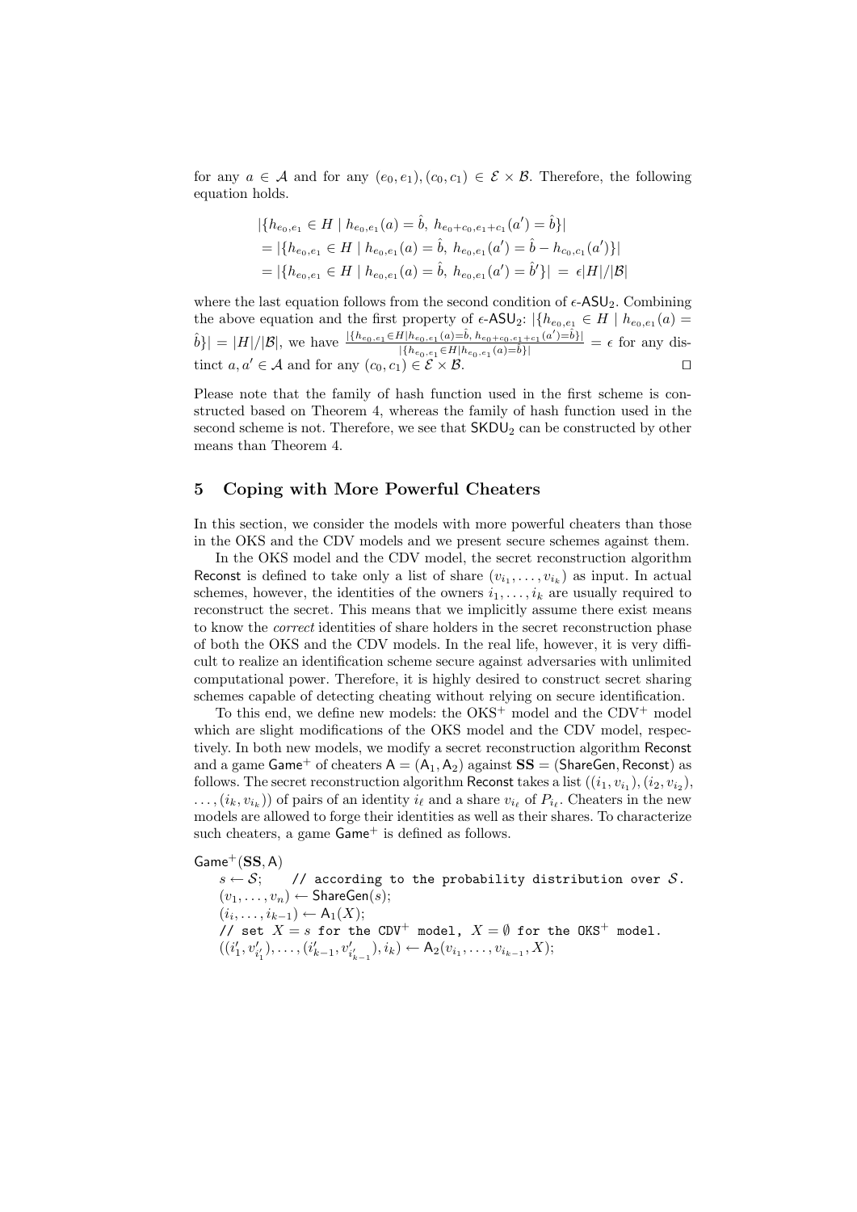for any $a \in \mathcal{A}$ and for any $(e_0, e_1), (c_0, c_1) \in \mathcal{E} \times \mathcal{B}$. Therefore, the following equation holds.

$$
\begin{aligned}
&|\{h_{e_0,e_1} \in H \mid h_{e_0,e_1}(a) = \hat{b},\ h_{e_0+c_0,e_1+c_1}(a') = \hat{b}\}| \\
&= |\{h_{e_0,e_1} \in H \mid h_{e_0,e_1}(a) = \hat{b},\ h_{e_0,e_1}(a') = \hat{b} - h_{c_0,c_1}(a')\}| \\
&= |\{h_{e_0,e_1} \in H \mid h_{e_0,e_1}(a) = \hat{b},\ h_{e_0,e_1}(a') = \hat{b}'\}| \ = \ \epsilon|H|/|\mathcal{B}|
\end{aligned}
$$

where the last equation follows from the second condition of $\epsilon$-$\mathsf{ASU}_2$. Combining the above equation and the first property of $\epsilon$-$\mathsf{ASU}_2$: $|\{h_{e_0,e_1} \in H \mid h_{e_0,e_1}(a) = \hat{b}\}| = |H|/|\mathcal{B}|$, we have $\frac{|\{h_{e_0,e_1} \in H | h_{e_0,e_1}(a) = \hat{b},\ h_{e_0+c_0,e_1+c_1}(a') = \hat{b}\}|}{|\{h_{e_0,e_1} \in H | h_{e_0,e_1}(a) = \hat{b}\}|} = \epsilon$ for any distinct $a, a' \in \mathcal{A}$ and for any $(c_0, c_1) \in \mathcal{E} \times \mathcal{B}$. $\square$

Please note that the family of hash function used in the first scheme is constructed based on Theorem 4, whereas the family of hash function used in the second scheme is not. Therefore, we see that $\mathsf{SKDU}_2$ can be constructed by other means than Theorem 4.

## 5 Coping with More Powerful Cheaters

In this section, we consider the models with more powerful cheaters than those in the OKS and the CDV models and we present secure schemes against them.

In the OKS model and the CDV model, the secret reconstruction algorithm $\mathsf{Reconst}$ is defined to take only a list of share $(v_{i_1}, \ldots, v_{i_k})$ as input. In actual schemes, however, the identities of the owners $i_1, \ldots, i_k$ are usually required to reconstruct the secret. This means that we implicitly assume there exist means to know the *correct* identities of share holders in the secret reconstruction phase of both the OKS and the CDV models. In the real life, however, it is very difficult to realize an identification scheme secure against adversaries with unlimited computational power. Therefore, it is highly desired to construct secret sharing schemes capable of detecting cheating without relying on secure identification.

To this end, we define new models: the OKS$^+$ model and the CDV$^+$ model which are slight modifications of the OKS model and the CDV model, respectively. In both new models, we modify a secret reconstruction algorithm $\mathsf{Reconst}$ and a game $\mathsf{Game}^+$ of cheaters $\mathsf{A} = (\mathsf{A}_1, \mathsf{A}_2)$ against $\mathbf{SS} = (\mathsf{ShareGen}, \mathsf{Reconst})$ as follows. The secret reconstruction algorithm $\mathsf{Reconst}$ takes a list $((i_1, v_{i_1}), (i_2, v_{i_2}), \ldots, (i_k, v_{i_k}))$ of pairs of an identity $i_\ell$ and a share $v_{i_\ell}$ of $P_{i_\ell}$. Cheaters in the new models are allowed to forge their identities as well as their shares. To characterize such cheaters, a game $\mathsf{Game}^+$ is defined as follows.

$\mathsf{Game}^+(\mathbf{SS}, \mathsf{A})$

$s \leftarrow \mathcal{S}$; `// according to the probability distribution over` $\mathcal{S}$.
$(v_1, \ldots, v_n) \leftarrow \mathsf{ShareGen}(s)$;
$(i_i, \ldots, i_{k-1}) \leftarrow \mathsf{A}_1(X)$;
`// set` $X = s$ `for the CDV`$^+$ `model,` $X = \emptyset$ `for the OKS`$^+$ `model.`
$((i'_1, v'_{i'_1}), \ldots, (i'_{k-1}, v'_{i'_{k-1}}), i_k) \leftarrow \mathsf{A}_2(v_{i_1}, \ldots, v_{i_{k-1}}, X)$;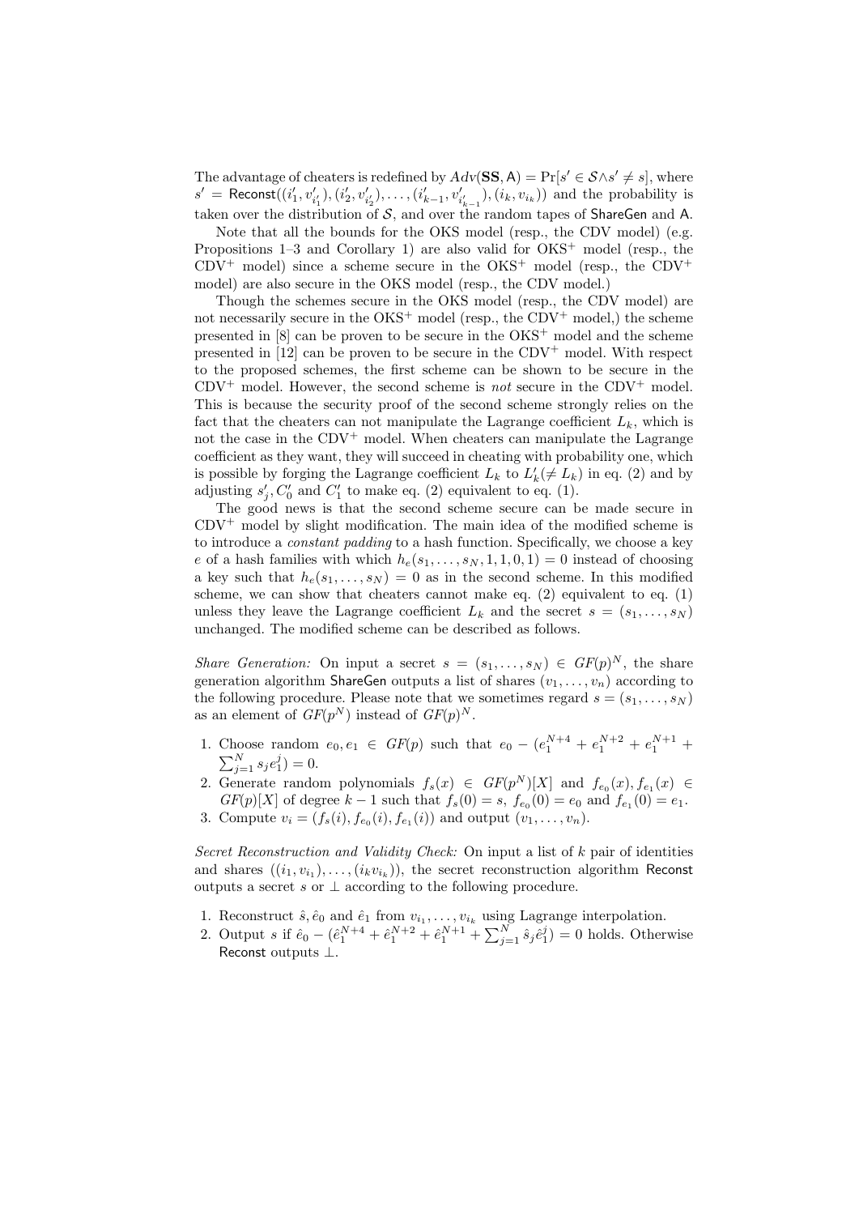The advantage of cheaters is redefined by $Adv(\mathbf{SS}, \mathsf{A}) = \Pr[s' \in \mathcal{S} \wedge s' \neq s]$, where $s' = \mathsf{Reconst}((i'_1, v'_{i'_1}), (i'_2, v'_{i'_2}), \ldots, (i'_{k-1}, v'_{i'_{k-1}}), (i_k, v_{i_k}))$ and the probability is taken over the distribution of $\mathcal{S}$, and over the random tapes of $\mathsf{ShareGen}$ and $\mathsf{A}$.

Note that all the bounds for the OKS model (resp., the CDV model) (e.g. Propositions 1–3 and Corollary 1) are also valid for OKS$^+$ model (resp., the CDV$^+$ model) since a scheme secure in the OKS$^+$ model (resp., the CDV$^+$ model) are also secure in the OKS model (resp., the CDV model.)

Though the schemes secure in the OKS model (resp., the CDV model) are not necessarily secure in the OKS$^+$ model (resp., the CDV$^+$ model,) the scheme presented in [8] can be proven to be secure in the OKS$^+$ model and the scheme presented in [12] can be proven to be secure in the CDV$^+$ model. With respect to the proposed schemes, the first scheme can be shown to be secure in the CDV$^+$ model. However, the second scheme is *not* secure in the CDV$^+$ model. This is because the security proof of the second scheme strongly relies on the fact that the cheaters can not manipulate the Lagrange coefficient $L_k$, which is not the case in the CDV$^+$ model. When cheaters can manipulate the Lagrange coefficient as they want, they will succeed in cheating with probability one, which is possible by forging the Lagrange coefficient $L_k$ to $L'_k (\neq L_k)$ in eq. (2) and by adjusting $s'_j, C'_0$ and $C'_1$ to make eq. (2) equivalent to eq. (1).

The good news is that the second scheme secure can be made secure in CDV$^+$ model by slight modification. The main idea of the modified scheme is to introduce a *constant padding* to a hash function. Specifically, we choose a key $e$ of a hash families with which $h_e(s_1, \ldots, s_N, 1, 1, 0, 1) = 0$ instead of choosing a key such that $h_e(s_1, \ldots, s_N) = 0$ as in the second scheme. In this modified scheme, we can show that cheaters cannot make eq. (2) equivalent to eq. (1) unless they leave the Lagrange coefficient $L_k$ and the secret $s = (s_1, \ldots, s_N)$ unchanged. The modified scheme can be described as follows.

*Share Generation:* On input a secret $s = (s_1, \ldots, s_N) \in GF(p)^N$, the share generation algorithm $\mathsf{ShareGen}$ outputs a list of shares $(v_1, \ldots, v_n)$ according to the following procedure. Please note that we sometimes regard $s = (s_1, \ldots, s_N)$ as an element of $GF(p^N)$ instead of $GF(p)^N$.

1. Choose random $e_0, e_1 \in GF(p)$ such that $e_0 - (e_1^{N+4} + e_1^{N+2} + e_1^{N+1} + \sum_{j=1}^{N} s_j e_1^j) = 0$.
2. Generate random polynomials $f_s(x) \in GF(p^N)[X]$ and $f_{e_0}(x), f_{e_1}(x) \in GF(p)[X]$ of degree $k-1$ such that $f_s(0) = s$, $f_{e_0}(0) = e_0$ and $f_{e_1}(0) = e_1$.
3. Compute $v_i = (f_s(i), f_{e_0}(i), f_{e_1}(i))$ and output $(v_1, \ldots, v_n)$.

*Secret Reconstruction and Validity Check:* On input a list of $k$ pair of identities and shares $((i_1, v_{i_1}), \ldots, (i_k v_{i_k}))$, the secret reconstruction algorithm $\mathsf{Reconst}$ outputs a secret $s$ or $\perp$ according to the following procedure.

1. Reconstruct $\hat{s}, \hat{e}_0$ and $\hat{e}_1$ from $v_{i_1}, \ldots, v_{i_k}$ using Lagrange interpolation.
2. Output $s$ if $\hat{e}_0 - (\hat{e}_1^{N+4} + \hat{e}_1^{N+2} + \hat{e}_1^{N+1} + \sum_{j=1}^{N} \hat{s}_j \hat{e}_1^j) = 0$ holds. Otherwise $\mathsf{Reconst}$ outputs $\perp$.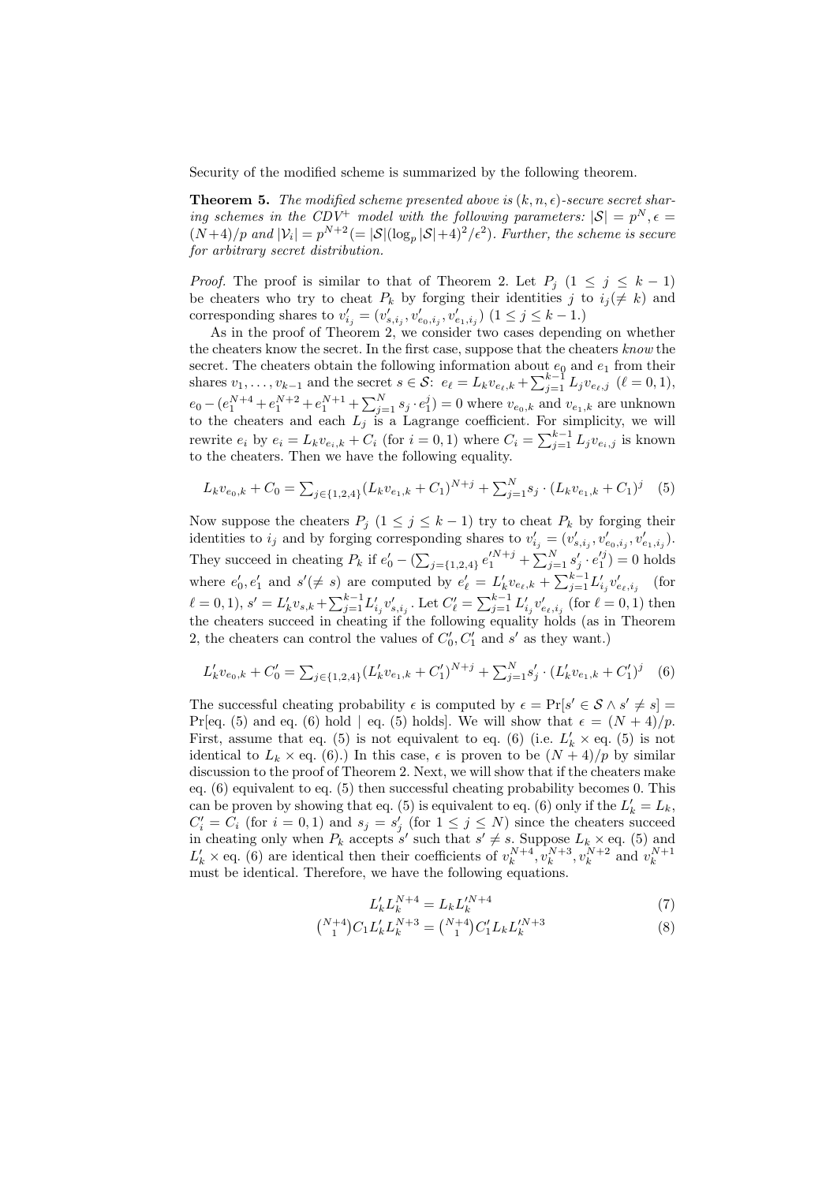Security of the modified scheme is summarized by the following theorem.

**Theorem 5.** *The modified scheme presented above is $(k, n, \epsilon)$-secure secret sharing schemes in the CDV$^+$ model with the following parameters: $|\mathcal{S}| = p^N, \epsilon = (N+4)/p$ and $|\mathcal{V}_i| = p^{N+2} (= |\mathcal{S}|(\log_p |\mathcal{S}|+4)^2/\epsilon^2)$. Further, the scheme is secure for arbitrary secret distribution.*

*Proof.* The proof is similar to that of Theorem 2. Let $P_j$ $(1 \le j \le k-1)$ be cheaters who try to cheat $P_k$ by forging their identities $j$ to $i_j (\ne k)$ and corresponding shares to $v'_{i_j} = (v'_{s,i_j}, v'_{e_0,i_j}, v'_{e_1,i_j})$ $(1 \le j \le k-1.)$

As in the proof of Theorem 2, we consider two cases depending on whether the cheaters know the secret. In the first case, suppose that the cheaters *know* the secret. The cheaters obtain the following information about $e_0$ and $e_1$ from their shares $v_1, \ldots, v_{k-1}$ and the secret $s \in \mathcal{S}$: $e_\ell = L_k v_{e_\ell,k} + \sum_{j=1}^{k-1} L_j v_{e_\ell,j}$ $(\ell = 0, 1)$, $e_0 - (e_1^{N+4} + e_1^{N+2} + e_1^{N+1} + \sum_{j=1}^{N} s_j \cdot e_1^j) = 0$ where $v_{e_0,k}$ and $v_{e_1,k}$ are unknown to the cheaters and each $L_j$ is a Lagrange coefficient. For simplicity, we will rewrite $e_i$ by $e_i = L_k v_{e_i,k} + C_i$ (for $i = 0, 1$) where $C_i = \sum_{j=1}^{k-1} L_j v_{e_i,j}$ is known to the cheaters. Then we have the following equality.

$$L_k v_{e_0,k} + C_0 = \textstyle\sum_{j\in\{1,2,4\}} (L_k v_{e_1,k} + C_1)^{N+j} + \sum_{j=1}^{N} s_j \cdot (L_k v_{e_1,k} + C_1)^j \quad (5)$$

Now suppose the cheaters $P_j$ $(1 \le j \le k-1)$ try to cheat $P_k$ by forging their identities to $i_j$ and by forging corresponding shares to $v'_{i_j} = (v'_{s,i_j}, v'_{e_0,i_j}, v'_{e_1,i_j})$. They succeed in cheating $P_k$ if $e'_0 - (\sum_{j=\{1,2,4\}} e_1'^{N+j} + \sum_{j=1}^{N} s'_j \cdot e_1'^j) = 0$ holds where $e'_0, e'_1$ and $s' (\ne s)$ are computed by $e'_\ell = L'_k v_{e_\ell,k} + \sum_{j=1}^{k-1} L'_{i_j} v'_{e_\ell,i_j}$ (for $\ell = 0, 1$), $s' = L'_k v_{s,k} + \sum_{j=1}^{k-1} L'_{i_j} v'_{s,i_j}$. Let $C'_\ell = \sum_{j=1}^{k-1} L'_{i_j} v'_{e_\ell,i_j}$ (for $\ell = 0, 1$) then the cheaters succeed in cheating if the following equality holds (as in Theorem 2, the cheaters can control the values of $C'_0, C'_1$ and $s'$ as they want.)

$$L'_k v_{e_0,k} + C'_0 = \textstyle\sum_{j\in\{1,2,4\}} (L'_k v_{e_1,k} + C'_1)^{N+j} + \sum_{j=1}^{N} s'_j \cdot (L'_k v_{e_1,k} + C'_1)^j \quad (6)$$

The successful cheating probability $\epsilon$ is computed by $\epsilon = \Pr[s' \in \mathcal{S} \wedge s' \ne s] = \Pr[\text{eq. (5) and eq. (6) hold} \mid \text{eq. (5) holds}]$. We will show that $\epsilon = (N+4)/p$. First, assume that eq. (5) is not equivalent to eq. (6) (i.e. $L'_k \times$ eq. (5) is not identical to $L_k \times$ eq. (6).) In this case, $\epsilon$ is proven to be $(N+4)/p$ by similar discussion to the proof of Theorem 2. Next, we will show that if the cheaters make eq. (6) equivalent to eq. (5) then successful cheating probability becomes 0. This can be proven by showing that eq. (5) is equivalent to eq. (6) only if the $L'_k = L_k$, $C'_i = C_i$ (for $i = 0, 1$) and $s_j = s'_j$ (for $1 \le j \le N$) since the cheaters succeed in cheating only when $P_k$ accepts $s'$ such that $s' \ne s$. Suppose $L_k \times$ eq. (5) and $L'_k \times$ eq. (6) are identical then their coefficients of $v_k^{N+4}, v_k^{N+3}, v_k^{N+2}$ and $v_k^{N+1}$ must be identical. Therefore, we have the following equations.

$$L'_k L_k^{N+4} = L_k L_k'^{N+4} \quad (7)$$

$$\binom{N+4}{1} C_1 L'_k L_k^{N+3} = \binom{N+4}{1} C'_1 L_k L_k'^{N+3} \quad (8)$$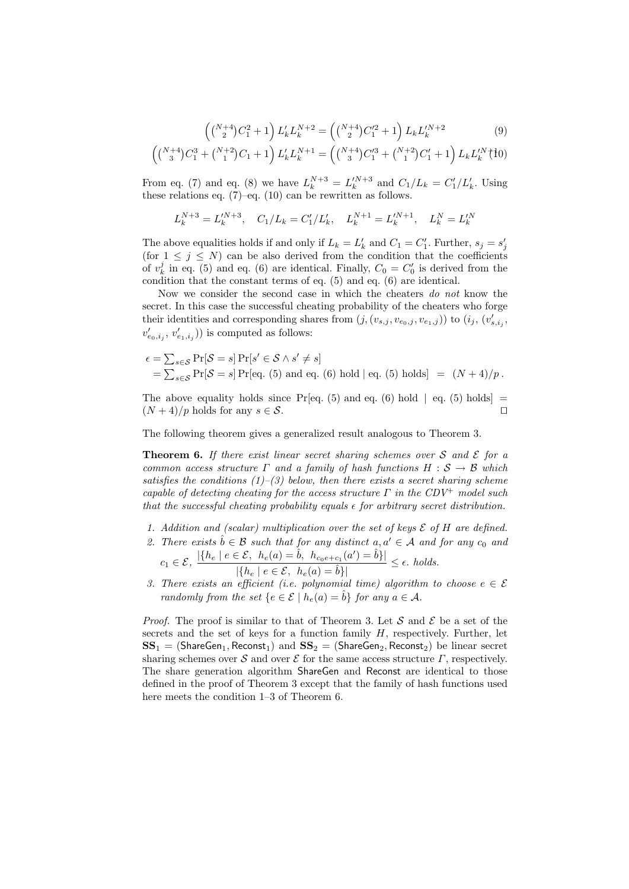$$\left(\binom{N+4}{2}C_1^2+1\right)L'_kL_k^{N+2}=\left(\binom{N+4}{2}C_1'^2+1\right)L_kL_k'^{N+2} \quad (9)$$

$$\left(\binom{N+4}{3}C_1^3+\binom{N+2}{1}C_1+1\right)L'_kL_k^{N+1}=\left(\binom{N+4}{3}C_1'^3+\binom{N+2}{1}C'_1+1\right)L_kL_k'^{N+1} \quad (10)$$

From eq. (7) and eq. (8) we have $L_k^{N+3}=L_k'^{N+3}$ and $C_1/L_k=C'_1/L'_k$. Using these relations eq. (7)–eq. (10) can be rewritten as follows.

$$L_k^{N+3}=L_k'^{N+3},\quad C_1/L_k=C'_1/L'_k,\quad L_k^{N+1}=L_k'^{N+1},\quad L_k^N=L_k'^N$$

The above equalities holds if and only if $L_k=L'_k$ and $C_1=C'_1$. Further, $s_j=s'_j$ (for $1\le j\le N$) can be also derived from the condition that the coefficients of $v_k^j$ in eq. (5) and eq. (6) are identical. Finally, $C_0=C'_0$ is derived from the condition that the constant terms of eq. (5) and eq. (6) are identical.

Now we consider the second case in which the cheaters *do not* know the secret. In this case the successful cheating probability of the cheaters who forge their identities and corresponding shares from $(j,(v_{s,j},v_{e_0,j},v_{e_1,j}))$ to $(i_j,(v'_{s,i_j},v'_{e_0,i_j},v'_{e_1,i_j}))$ is computed as follows:

$$\begin{aligned}\epsilon &= \textstyle\sum_{s\in\mathcal{S}}\Pr[\mathcal{S}=s]\Pr[s'\in\mathcal{S}\wedge s'\ne s]\\ &= \textstyle\sum_{s\in\mathcal{S}}\Pr[\mathcal{S}=s]\Pr[\text{eq. (5) and eq. (6) hold}\mid\text{eq. (5) holds}] \;=\; (N+4)/p\,.\end{aligned}$$

The above equality holds since $\Pr[\text{eq. (5) and eq. (6) hold}\mid\text{eq. (5) holds}]=(N+4)/p$ holds for any $s\in\mathcal{S}$. ☐

The following theorem gives a generalized result analogous to Theorem 3.

**Theorem 6.** *If there exist linear secret sharing schemes over $\mathcal{S}$ and $\mathcal{E}$ for a common access structure $\Gamma$ and a family of hash functions $H:\mathcal{S}\to\mathcal{B}$ which satisfies the conditions (1)–(3) below, then there exists a secret sharing scheme capable of detecting cheating for the access structure $\Gamma$ in the CDV$^+$ model such that the successful cheating probability equals $\epsilon$ for arbitrary secret distribution.*

1. *Addition and (scalar) multiplication over the set of keys $\mathcal{E}$ of $H$ are defined.*
2. *There exists $\hat{b}\in\mathcal{B}$ such that for any distinct $a,a'\in\mathcal{A}$ and for any $c_0$ and $c_1\in\mathcal{E}$,* $\dfrac{|\{h_e\mid e\in\mathcal{E},\ h_e(a)=\hat{b},\ h_{c_0e+c_1}(a')=\hat{b}\}|}{|\{h_e\mid e\in\mathcal{E},\ h_e(a)=\hat{b}\}|}\le\epsilon$*. holds.*
3. *There exists an efficient (i.e. polynomial time) algorithm to choose $e\in\mathcal{E}$ randomly from the set $\{e\in\mathcal{E}\mid h_e(a)=\hat{b}\}$ for any $a\in\mathcal{A}$.*

*Proof.* The proof is similar to that of Theorem 3. Let $\mathcal{S}$ and $\mathcal{E}$ be a set of the secrets and the set of keys for a function family $H$, respectively. Further, let $\mathbf{SS}_1=(\mathsf{ShareGen}_1,\mathsf{Reconst}_1)$ and $\mathbf{SS}_2=(\mathsf{ShareGen}_2,\mathsf{Reconst}_2)$ be linear secret sharing schemes over $\mathcal{S}$ and over $\mathcal{E}$ for the same access structure $\Gamma$, respectively. The share generation algorithm $\mathsf{ShareGen}$ and $\mathsf{Reconst}$ are identical to those defined in the proof of Theorem 3 except that the family of hash functions used here meets the condition 1–3 of Theorem 6.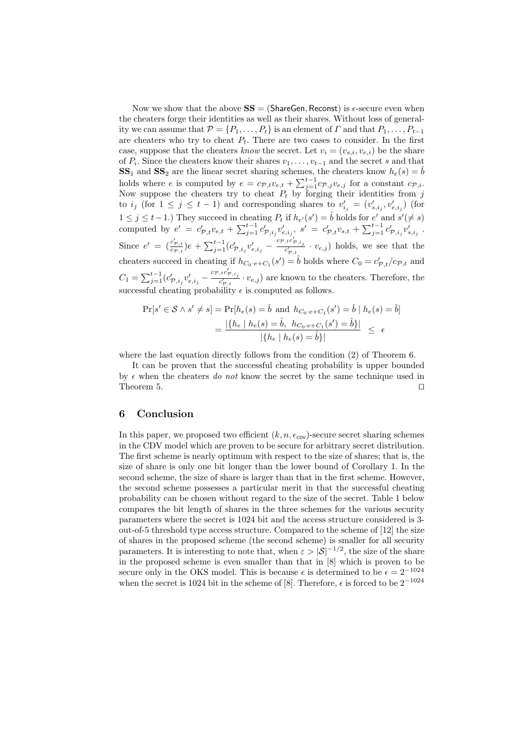Now we show that the above $\mathbf{SS} = (\mathsf{ShareGen}, \mathsf{Reconst})$ is $\epsilon$-secure even when the cheaters forge their identities as well as their shares. Without loss of generality we can assume that $\mathcal{P} = \{P_1, \ldots, P_t\}$ is an element of $\Gamma$ and that $P_1, \ldots, P_{t-1}$ are cheaters who try to cheat $P_t$. There are two cases to consider. In the first case, suppose that the cheaters *know* the secret. Let $v_i = (v_{s,i}, v_{e,i})$ be the share of $P_i$. Since the cheaters know their shares $v_1, \ldots, v_{t-1}$ and the secret $s$ and that $\mathbf{SS}_1$ and $\mathbf{SS}_2$ are the linear secret sharing schemes, the cheaters know $h_e(s) = \hat{b}$ holds where $e$ is computed by $e = c_{\mathcal{P},t} v_{e,t} + \sum_{j=1}^{t-1} c_{\mathcal{P},j} v_{e,j}$ for a constant $c_{\mathcal{P},i}$. Now suppose the cheaters try to cheat $P_t$ by forging their identities from $j$ to $i_j$ (for $1 \leq j \leq t-1$) and corresponding shares to $v'_{i_j} = (v'_{s,i_j}, v'_{e,i_j})$ (for $1 \leq j \leq t-1$.) They succeed in cheating $P_t$ if $h_{e'}(s') = \hat{b}$ holds for $e'$ and $s' (\neq s)$ computed by $e' = c'_{\mathcal{P},t} v_{e,t} + \sum_{j=1}^{t-1} c'_{\mathcal{P},i_j} v'_{e,i_j}$, $s' = c'_{\mathcal{P},t} v_{s,t} + \sum_{j=1}^{t-1} c'_{\mathcal{P},i_j} v'_{s,i_j}$. Since $e' = (\frac{c'_{\mathcal{P},t}}{c_{\mathcal{P},t}}) e + \sum_{j=1}^{t-1} (c'_{\mathcal{P},i_j} v'_{e,i_j} - \frac{c_{\mathcal{P},t} c'_{\mathcal{P},i_j}}{c'_{\mathcal{P},t}} \cdot v_{e,j})$ holds, we see that the cheaters succeed in cheating if $h_{C_0 \cdot e + C_1}(s') = \hat{b}$ holds where $C_0 = c'_{\mathcal{P},t}/c_{\mathcal{P},t}$ and $C_1 = \sum_{j=1}^{t-1} (c'_{\mathcal{P},i_j} v'_{e,i_j} - \frac{c_{\mathcal{P},t} c'_{\mathcal{P},i_j}}{c'_{\mathcal{P},t}} \cdot v_{e,j})$ are known to the cheaters. Therefore, the successful cheating probability $\epsilon$ is computed as follows.

$$
\begin{aligned}
\Pr[s' \in \mathcal{S} \wedge s' \neq s] &= \Pr[h_e(s) = \hat{b} \text{ and } h_{C_0 \cdot e + C_1}(s') = \hat{b} \mid h_e(s) = \hat{b}] \\
&= \frac{|\{h_e \mid h_e(s) = \hat{b},\ h_{C_0 \cdot e + C_1}(s') = \hat{b}\}|}{|\{h_e \mid h_e(s) = \hat{b}\}|} \ \leq \ \epsilon
\end{aligned}
$$

where the last equation directly follows from the condition (2) of Theorem 6.

It can be proven that the successful cheating probability is upper bounded by $\epsilon$ when the cheaters *do not* know the secret by the same technique used in Theorem 5. $\square$

## 6 Conclusion

In this paper, we proposed two efficient $(k, n, \epsilon_{\mathsf{CDV}})$-secure secret sharing schemes in the CDV model which are proven to be secure for arbitrary secret distribution. The first scheme is nearly optimum with respect to the size of shares; that is, the size of share is only one bit longer than the lower bound of Corollary 1. In the second scheme, the size of share is larger than that in the first scheme. However, the second scheme possesses a particular merit in that the successful cheating probability can be chosen without regard to the size of the secret. Table 1 below compares the bit length of shares in the three schemes for the various security parameters where the secret is 1024 bit and the access structure considered is 3-out-of-5 threshold type access structure. Compared to the scheme of [12] the size of shares in the proposed scheme (the second scheme) is smaller for all security parameters. It is interesting to note that, when $\varepsilon > |\mathcal{S}|^{-1/2}$, the size of the share in the proposed scheme is even smaller than that in [8] which is proven to be secure only in the OKS model. This is because $\epsilon$ is determined to be $\epsilon = 2^{-1024}$ when the secret is 1024 bit in the scheme of [8]. Therefore, $\epsilon$ is forced to be $2^{-1024}$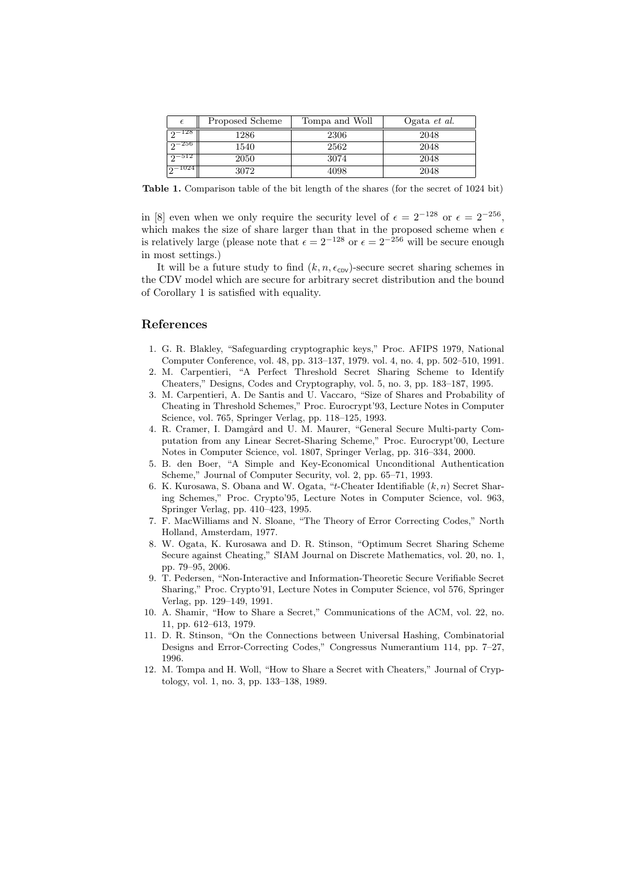| $\epsilon$ | Proposed Scheme | Tompa and Woll | Ogata *et al.* |
|---|---|---|---|
| $2^{-128}$ | 1286 | 2306 | 2048 |
| $2^{-256}$ | 1540 | 2562 | 2048 |
| $2^{-512}$ | 2050 | 3074 | 2048 |
| $2^{-1024}$ | 3072 | 4098 | 2048 |

**Table 1.** Comparison table of the bit length of the shares (for the secret of 1024 bit)

in [8] even when we only require the security level of $\epsilon = 2^{-128}$ or $\epsilon = 2^{-256}$, which makes the size of share larger than that in the proposed scheme when $\epsilon$ is relatively large (please note that $\epsilon = 2^{-128}$ or $\epsilon = 2^{-256}$ will be secure enough in most settings.)

It will be a future study to find $(k, n, \epsilon_{\mathsf{CDV}})$-secure secret sharing schemes in the CDV model which are secure for arbitrary secret distribution and the bound of Corollary 1 is satisfied with equality.

## References

1. G. R. Blakley, "Safeguarding cryptographic keys," Proc. AFIPS 1979, National Computer Conference, vol. 48, pp. 313–137, 1979. vol. 4, no. 4, pp. 502–510, 1991.
2. M. Carpentieri, "A Perfect Threshold Secret Sharing Scheme to Identify Cheaters," Designs, Codes and Cryptography, vol. 5, no. 3, pp. 183–187, 1995.
3. M. Carpentieri, A. De Santis and U. Vaccaro, "Size of Shares and Probability of Cheating in Threshold Schemes," Proc. Eurocrypt'93, Lecture Notes in Computer Science, vol. 765, Springer Verlag, pp. 118–125, 1993.
4. R. Cramer, I. Damgård and U. M. Maurer, "General Secure Multi-party Computation from any Linear Secret-Sharing Scheme," Proc. Eurocrypt'00, Lecture Notes in Computer Science, vol. 1807, Springer Verlag, pp. 316–334, 2000.
5. B. den Boer, "A Simple and Key-Economical Unconditional Authentication Scheme," Journal of Computer Security, vol. 2, pp. 65–71, 1993.
6. K. Kurosawa, S. Obana and W. Ogata, "$t$-Cheater Identifiable $(k, n)$ Secret Sharing Schemes," Proc. Crypto'95, Lecture Notes in Computer Science, vol. 963, Springer Verlag, pp. 410–423, 1995.
7. F. MacWilliams and N. Sloane, "The Theory of Error Correcting Codes," North Holland, Amsterdam, 1977.
8. W. Ogata, K. Kurosawa and D. R. Stinson, "Optimum Secret Sharing Scheme Secure against Cheating," SIAM Journal on Discrete Mathematics, vol. 20, no. 1, pp. 79–95, 2006.
9. T. Pedersen, "Non-Interactive and Information-Theoretic Secure Verifiable Secret Sharing," Proc. Crypto'91, Lecture Notes in Computer Science, vol 576, Springer Verlag, pp. 129–149, 1991.
10. A. Shamir, "How to Share a Secret," Communications of the ACM, vol. 22, no. 11, pp. 612–613, 1979.
11. D. R. Stinson, "On the Connections between Universal Hashing, Combinatorial Designs and Error-Correcting Codes," Congressus Numerantium 114, pp. 7–27, 1996.
12. M. Tompa and H. Woll, "How to Share a Secret with Cheaters," Journal of Cryptology, vol. 1, no. 3, pp. 133–138, 1989.